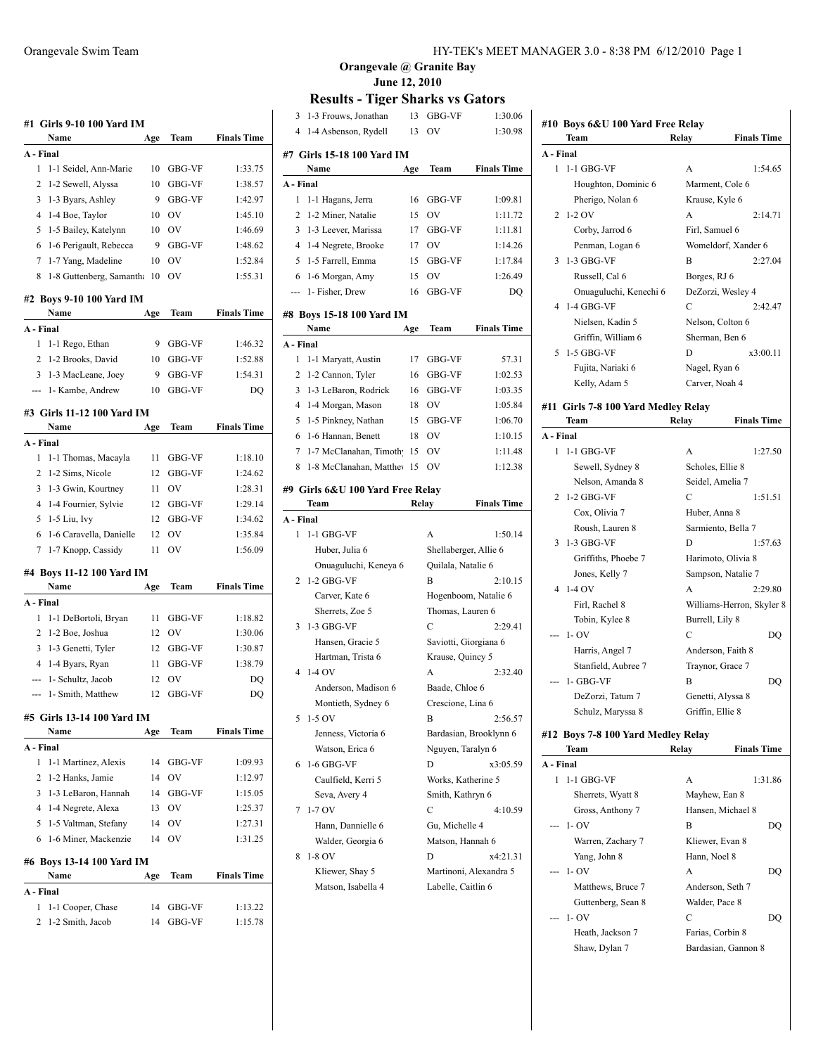Orangevale Swim Team

# Orangevale @ Granite Bay
## June 12, 2010
## Results - Tiger Sharks vs Gators

### #1 Girls 9-10 100 Yard IM

| | Name | Age | Team | Finals Time |
|---|---|---|---|---|
| **A - Final** | | | | |
| 1 | 1-1 Seidel, Ann-Marie | 10 | GBG-VF | 1:33.75 |
| 2 | 1-2 Sewell, Alyssa | 10 | GBG-VF | 1:38.57 |
| 3 | 1-3 Byars, Ashley | 9 | GBG-VF | 1:42.97 |
| 4 | 1-4 Boe, Taylor | 10 | OV | 1:45.10 |
| 5 | 1-5 Bailey, Katelynn | 10 | OV | 1:46.69 |
| 6 | 1-6 Perigault, Rebecca | 9 | GBG-VF | 1:48.62 |
| 7 | 1-7 Yang, Madeline | 10 | OV | 1:52.84 |
| 8 | 1-8 Guttenberg, Samantha | 10 | OV | 1:55.31 |

### #2 Boys 9-10 100 Yard IM

| | Name | Age | Team | Finals Time |
|---|---|---|---|---|
| **A - Final** | | | | |
| 1 | 1-1 Rego, Ethan | 9 | GBG-VF | 1:46.32 |
| 2 | 1-2 Brooks, David | 10 | GBG-VF | 1:52.88 |
| 3 | 1-3 MacLeane, Joey | 9 | GBG-VF | 1:54.31 |
| --- | 1- Kambe, Andrew | 10 | GBG-VF | DQ |

### #3 Girls 11-12 100 Yard IM

| | Name | Age | Team | Finals Time |
|---|---|---|---|---|
| **A - Final** | | | | |
| 1 | 1-1 Thomas, Macayla | 11 | GBG-VF | 1:18.10 |
| 2 | 1-2 Sims, Nicole | 12 | GBG-VF | 1:24.62 |
| 3 | 1-3 Gwin, Kourtney | 11 | OV | 1:28.31 |
| 4 | 1-4 Fournier, Sylvie | 12 | GBG-VF | 1:29.14 |
| 5 | 1-5 Liu, Ivy | 12 | GBG-VF | 1:34.62 |
| 6 | 1-6 Caravella, Danielle | 12 | OV | 1:35.84 |
| 7 | 1-7 Knopp, Cassidy | 11 | OV | 1:56.09 |

### #4 Boys 11-12 100 Yard IM

| | Name | Age | Team | Finals Time |
|---|---|---|---|---|
| **A - Final** | | | | |
| 1 | 1-1 DeBortoli, Bryan | 11 | GBG-VF | 1:18.82 |
| 2 | 1-2 Boe, Joshua | 12 | OV | 1:30.06 |
| 3 | 1-3 Genetti, Tyler | 12 | GBG-VF | 1:30.87 |
| 4 | 1-4 Byars, Ryan | 11 | GBG-VF | 1:38.79 |
| --- | 1- Schultz, Jacob | 12 | OV | DQ |
| --- | 1- Smith, Matthew | 12 | GBG-VF | DQ |

### #5 Girls 13-14 100 Yard IM

| | Name | Age | Team | Finals Time |
|---|---|---|---|---|
| **A - Final** | | | | |
| 1 | 1-1 Martinez, Alexis | 14 | GBG-VF | 1:09.93 |
| 2 | 1-2 Hanks, Jamie | 14 | OV | 1:12.97 |
| 3 | 1-3 LeBaron, Hannah | 14 | GBG-VF | 1:15.05 |
| 4 | 1-4 Negrete, Alexa | 13 | OV | 1:25.37 |
| 5 | 1-5 Valtman, Stefany | 14 | OV | 1:27.31 |
| 6 | 1-6 Miner, Mackenzie | 14 | OV | 1:31.25 |

### #6 Boys 13-14 100 Yard IM

| | Name | Age | Team | Finals Time |
|---|---|---|---|---|
| **A - Final** | | | | |
| 1 | 1-1 Cooper, Chase | 14 | GBG-VF | 1:13.22 |
| 2 | 1-2 Smith, Jacob | 14 | GBG-VF | 1:15.78 |
| 3 | 1-3 Frouws, Jonathan | 13 | GBG-VF | 1:30.06 |
| 4 | 1-4 Asbenson, Rydell | 13 | OV | 1:30.98 |

### #7 Girls 15-18 100 Yard IM

| | Name | Age | Team | Finals Time |
|---|---|---|---|---|
| **A - Final** | | | | |
| 1 | 1-1 Hagans, Jerra | 16 | GBG-VF | 1:09.81 |
| 2 | 1-2 Miner, Natalie | 15 | OV | 1:11.72 |
| 3 | 1-3 Leever, Marissa | 17 | GBG-VF | 1:11.81 |
| 4 | 1-4 Negrete, Brooke | 17 | OV | 1:14.26 |
| 5 | 1-5 Farrell, Emma | 15 | GBG-VF | 1:17.84 |
| 6 | 1-6 Morgan, Amy | 15 | OV | 1:26.49 |
| --- | 1- Fisher, Drew | 16 | GBG-VF | DQ |

### #8 Boys 15-18 100 Yard IM

| | Name | Age | Team | Finals Time |
|---|---|---|---|---|
| **A - Final** | | | | |
| 1 | 1-1 Maryatt, Austin | 17 | GBG-VF | 57.31 |
| 2 | 1-2 Cannon, Tyler | 16 | GBG-VF | 1:02.53 |
| 3 | 1-3 LeBaron, Rodrick | 16 | GBG-VF | 1:03.35 |
| 4 | 1-4 Morgan, Mason | 18 | OV | 1:05.84 |
| 5 | 1-5 Pinkney, Nathan | 15 | GBG-VF | 1:06.70 |
| 6 | 1-6 Hannan, Benett | 18 | OV | 1:10.15 |
| 7 | 1-7 McClanahan, Timothy | 15 | OV | 1:11.48 |
| 8 | 1-8 McClanahan, Matthew | 15 | OV | 1:12.38 |

### #9 Girls 6&U 100 Yard Free Relay

| | Team | Relay | Finals Time |
|---|---|---|---|
| **A - Final** | | | |
| 1 | 1-1 GBG-VF | A | 1:50.14 |
| | Huber, Julia 6 | Shellaberger, Allie 6 | |
| | Onuaguluchi, Keneya 6 | Quilala, Natalie 6 | |
| 2 | 1-2 GBG-VF | B | 2:10.15 |
| | Carver, Kate 6 | Hogenboom, Natalie 6 | |
| | Sherrets, Zoe 5 | Thomas, Lauren 6 | |
| 3 | 1-3 GBG-VF | C | 2:29.41 |
| | Hansen, Gracie 5 | Saviotti, Giorgiana 6 | |
| | Hartman, Trista 6 | Krause, Quincy 5 | |
| 4 | 1-4 OV | A | 2:32.40 |
| | Anderson, Madison 6 | Baade, Chloe 6 | |
| | Montieth, Sydney 6 | Crescione, Lina 6 | |
| 5 | 1-5 OV | B | 2:56.57 |
| | Jenness, Victoria 6 | Bardasian, Brooklynn 6 | |
| | Watson, Erica 6 | Nguyen, Taralyn 6 | |
| 6 | 1-6 GBG-VF | D | x3:05.59 |
| | Caulfield, Kerri 5 | Works, Katherine 5 | |
| | Seva, Avery 4 | Smith, Kathryn 6 | |
| 7 | 1-7 OV | C | 4:10.59 |
| | Hann, Dannielle 6 | Gu, Michelle 4 | |
| | Walder, Georgia 6 | Matson, Hannah 6 | |
| 8 | 1-8 OV | D | x4:21.31 |
| | Kliewer, Shay 5 | Martinoni, Alexandra 5 | |
| | Matson, Isabella 4 | Labelle, Caitlin 6 | |

### #10 Boys 6&U 100 Yard Free Relay

| | Team | Relay | Finals Time |
|---|---|---|---|
| **A - Final** | | | |
| 1 | 1-1 GBG-VF | A | 1:54.65 |
| | Houghton, Dominic 6 | Marment, Cole 6 | |
| | Pherigo, Nolan 6 | Krause, Kyle 6 | |
| 2 | 1-2 OV | A | 2:14.71 |
| | Corby, Jarrod 6 | Firl, Samuel 6 | |
| | Penman, Logan 6 | Womeldorf, Xander 6 | |
| 3 | 1-3 GBG-VF | B | 2:27.04 |
| | Russell, Cal 6 | Borges, RJ 6 | |
| | Onuaguluchi, Kenechi 6 | DeZorzi, Wesley 4 | |
| 4 | 1-4 GBG-VF | C | 2:42.47 |
| | Nielsen, Kadin 5 | Nelson, Colton 6 | |
| | Griffin, William 6 | Sherman, Ben 6 | |
| 5 | 1-5 GBG-VF | D | x3:00.11 |
| | Fujita, Nariaki 6 | Nagel, Ryan 6 | |
| | Kelly, Adam 5 | Carver, Noah 4 | |

### #11 Girls 7-8 100 Yard Medley Relay

| | Team | Relay | Finals Time |
|---|---|---|---|
| **A - Final** | | | |
| 1 | 1-1 GBG-VF | A | 1:27.50 |
| | Sewell, Sydney 8 | Scholes, Ellie 8 | |
| | Nelson, Amanda 8 | Seidel, Amelia 7 | |
| 2 | 1-2 GBG-VF | C | 1:51.51 |
| | Cox, Olivia 7 | Huber, Anna 8 | |
| | Roush, Lauren 8 | Sarmiento, Bella 7 | |
| 3 | 1-3 GBG-VF | D | 1:57.63 |
| | Griffiths, Phoebe 7 | Harimoto, Olivia 8 | |
| | Jones, Kelly 7 | Sampson, Natalie 7 | |
| 4 | 1-4 OV | A | 2:29.80 |
| | Firl, Rachel 8 | Williams-Herron, Skyler 8 | |
| | Tobin, Kylee 8 | Burrell, Lily 8 | |
| --- | 1- OV | C | DQ |
| | Harris, Angel 7 | Anderson, Faith 8 | |
| | Stanfield, Aubree 7 | Traynor, Grace 7 | |
| --- | 1- GBG-VF | B | DQ |
| | DeZorzi, Tatum 7 | Genetti, Alyssa 8 | |
| | Schulz, Maryssa 8 | Griffin, Ellie 8 | |

### #12 Boys 7-8 100 Yard Medley Relay

| | Team | Relay | Finals Time |
|---|---|---|---|
| **A - Final** | | | |
| 1 | 1-1 GBG-VF | A | 1:31.86 |
| | Sherrets, Wyatt 8 | Mayhew, Ean 8 | |
| | Gross, Anthony 7 | Hansen, Michael 8 | |
| --- | 1- OV | B | DQ |
| | Warren, Zachary 7 | Kliewer, Evan 8 | |
| | Yang, John 8 | Hann, Noel 8 | |
| --- | 1- OV | A | DQ |
| | Matthews, Bruce 7 | Anderson, Seth 7 | |
| | Guttenberg, Sean 8 | Walder, Pace 8 | |
| --- | 1- OV | C | DQ |
| | Heath, Jackson 7 | Farias, Corbin 8 | |
| | Shaw, Dylan 7 | Bardasian, Gannon 8 | |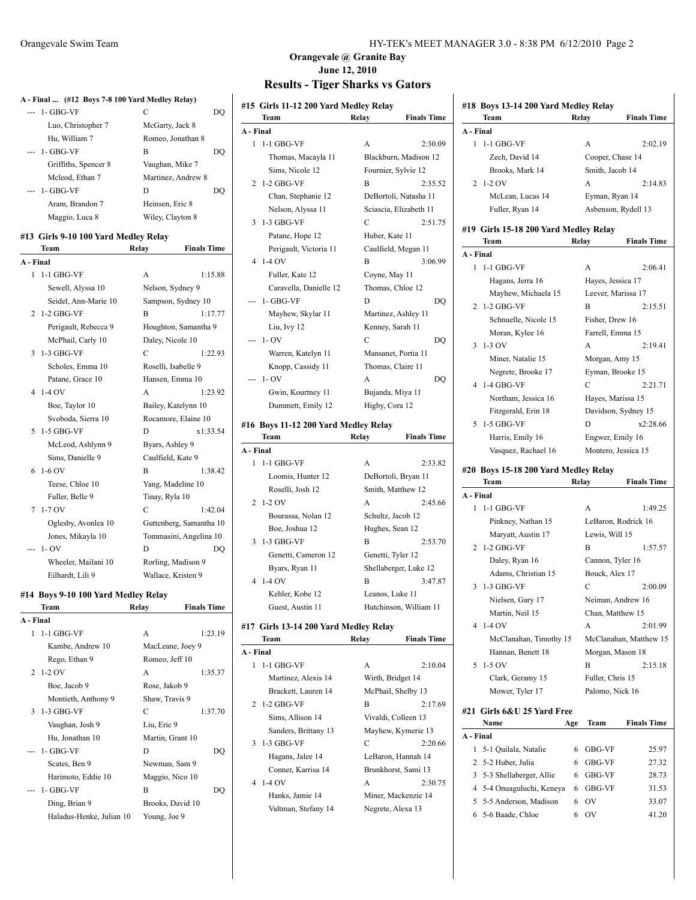**Orangevale @ Granite Bay**
**June 12, 2010**

## Results - Tiger Sharks vs Gators

### A - Final ... (#12 Boys 7-8 100 Yard Medley Relay)

| Team | Relay | Finals Time |
|---|---|---|
| --- 1- GBG-VF | C | DQ |
| Luo, Christopher 7 | McGarty, Jack 8 | |
| Hu, William 7 | Romeo, Jonathan 8 | |
| --- 1- GBG-VF | B | DQ |
| Griffiths, Spencer 8 | Vaughan, Mike 7 | |
| Mcleod, Ethan 7 | Martinez, Andrew 8 | |
| --- 1- GBG-VF | D | DQ |
| Aram, Brandon 7 | Heinsen, Eric 8 | |
| Maggio, Luca 8 | Wiley, Clayton 8 | |

### #13 Girls 9-10 100 Yard Medley Relay

| Team | Relay | Finals Time |
|---|---|---|
| **A - Final** | | |
| 1 1-1 GBG-VF | A | 1:15.88 |
| Sewell, Alyssa 10 | Nelson, Sydney 9 | |
| Seidel, Ann-Marie 10 | Sampson, Sydney 10 | |
| 2 1-2 GBG-VF | B | 1:17.77 |
| Perigault, Rebecca 9 | Houghton, Samantha 9 | |
| McPhail, Carly 10 | Daley, Nicole 10 | |
| 3 1-3 GBG-VF | C | 1:22.93 |
| Scholes, Emma 10 | Roselli, Isabelle 9 | |
| Patane, Grace 10 | Hansen, Emma 10 | |
| 4 1-4 OV | A | 1:23.92 |
| Boe, Taylor 10 | Bailey, Katelynn 10 | |
| Svoboda, Sierra 10 | Rocamore, Elaine 10 | |
| 5 1-5 GBG-VF | D | x1:33.54 |
| McLeod, Ashlynn 9 | Byars, Ashley 9 | |
| Sims, Danielle 9 | Caulfield, Kate 9 | |
| 6 1-6 OV | B | 1:38.42 |
| Teese, Chloe 10 | Yang, Madeline 10 | |
| Fuller, Belle 9 | Tinay, Ryla 10 | |
| 7 1-7 OV | C | 1:42.04 |
| Oglesby, Avonlea 10 | Guttenberg, Samantha 10 | |
| Jones, Mikayla 10 | Tommasini, Angelina 10 | |
| --- 1- OV | D | DQ |
| Wheeler, Mailani 10 | Rorling, Madison 9 | |
| Eilhardt, Lili 9 | Wallace, Kristen 9 | |

### #14 Boys 9-10 100 Yard Medley Relay

| Team | Relay | Finals Time |
|---|---|---|
| **A - Final** | | |
| 1 1-1 GBG-VF | A | 1:23.19 |
| Kambe, Andrew 10 | MacLeane, Joey 9 | |
| Rego, Ethan 9 | Romeo, Jeff 10 | |
| 2 1-2 OV | A | 1:35.37 |
| Boe, Jacob 9 | Rose, Jakob 9 | |
| Montieth, Anthony 9 | Shaw, Travis 9 | |
| 3 1-3 GBG-VF | C | 1:37.70 |
| Vaughan, Josh 9 | Liu, Eric 9 | |
| Hu, Jonathan 10 | Martin, Grant 10 | |
| --- 1- GBG-VF | D | DQ |
| Scates, Ben 9 | Newman, Sam 9 | |
| Harimoto, Eddie 10 | Maggio, Nico 10 | |
| --- 1- GBG-VF | B | DQ |
| Ding, Brian 9 | Brooks, David 10 | |
| Haladus-Henke, Julian 10 | Young, Joe 9 | |

### #15 Girls 11-12 200 Yard Medley Relay

| Team | Relay | Finals Time |
|---|---|---|
| **A - Final** | | |
| 1 1-1 GBG-VF | A | 2:30.09 |
| Thomas, Macayla 11 | Blackburn, Madison 12 | |
| Sims, Nicole 12 | Fournier, Sylvie 12 | |
| 2 1-2 GBG-VF | B | 2:35.52 |
| Chan, Stephanie 12 | DeBortoli, Natasha 11 | |
| Nelson, Alyssa 11 | Sciascia, Elizabeth 11 | |
| 3 1-3 GBG-VF | C | 2:51.75 |
| Patane, Hope 12 | Huber, Kate 11 | |
| Perigault, Victoria 11 | Caulfield, Megan 11 | |
| 4 1-4 OV | B | 3:06.99 |
| Fuller, Kate 12 | Coyne, May 11 | |
| Caravella, Danielle 12 | Thomas, Chloe 12 | |
| --- 1- GBG-VF | D | DQ |
| Mayhew, Skylar 11 | Martinez, Ashley 11 | |
| Liu, Ivy 12 | Kenney, Sarah 11 | |
| --- 1- OV | C | DQ |
| Warren, Katelyn 11 | Mansanet, Portia 11 | |
| Knopp, Cassidy 11 | Thomas, Claire 11 | |
| --- 1- OV | A | DQ |
| Gwin, Kourtney 11 | Bujanda, Miya 11 | |
| Dummett, Emily 12 | Higby, Cora 12 | |

### #16 Boys 11-12 200 Yard Medley Relay

| Team | Relay | Finals Time |
|---|---|---|
| **A - Final** | | |
| 1 1-1 GBG-VF | A | 2:33.82 |
| Loomis, Hunter 12 | DeBortoli, Bryan 11 | |
| Roselli, Josh 12 | Smith, Matthew 12 | |
| 2 1-2 OV | A | 2:45.66 |
| Bourassa, Nolan 12 | Schultz, Jacob 12 | |
| Boe, Joshua 12 | Hughes, Sean 12 | |
| 3 1-3 GBG-VF | B | 2:53.70 |
| Genetti, Cameron 12 | Genetti, Tyler 12 | |
| Byars, Ryan 11 | Shellaberger, Luke 12 | |
| 4 1-4 OV | B | 3:47.87 |
| Kehler, Kobe 12 | Leanos, Luke 11 | |
| Guest, Austin 11 | Hutchinson, William 11 | |

### #17 Girls 13-14 200 Yard Medley Relay

| Team | Relay | Finals Time |
|---|---|---|
| **A - Final** | | |
| 1 1-1 GBG-VF | A | 2:10.04 |
| Martinez, Alexis 14 | Wirth, Bridget 14 | |
| Brackett, Lauren 14 | McPhail, Shelby 13 | |
| 2 1-2 GBG-VF | B | 2:17.69 |
| Sims, Allison 14 | Vivaldi, Colleen 13 | |
| Sanders, Brittany 13 | Mayhew, Kymerie 13 | |
| 3 1-3 GBG-VF | C | 2:20.66 |
| Hagans, Jalee 14 | LeBaron, Hannah 14 | |
| Conner, Karrisa 14 | Brunkhorst, Sami 13 | |
| 4 1-4 OV | A | 2:30.75 |
| Hanks, Jamie 14 | Miner, Mackenzie 14 | |
| Valtman, Stefany 14 | Negrete, Alexa 13 | |

### #18 Boys 13-14 200 Yard Medley Relay

| Team | Relay | Finals Time |
|---|---|---|
| **A - Final** | | |
| 1 1-1 GBG-VF | A | 2:02.19 |
| Zech, David 14 | Cooper, Chase 14 | |
| Brooks, Mark 14 | Smith, Jacob 14 | |
| 2 1-2 OV | A | 2:14.83 |
| McLean, Lucas 14 | Eyman, Ryan 14 | |
| Fuller, Ryan 14 | Asbenson, Rydell 13 | |

### #19 Girls 15-18 200 Yard Medley Relay

| Team | Relay | Finals Time |
|---|---|---|
| **A - Final** | | |
| 1 1-1 GBG-VF | A | 2:06.41 |
| Hagans, Jerra 16 | Hayes, Jessica 17 | |
| Mayhew, Michaela 15 | Leever, Marissa 17 | |
| 2 1-2 GBG-VF | B | 2:15.51 |
| Schnuelle, Nicole 15 | Fisher, Drew 16 | |
| Moran, Kylee 16 | Farrell, Emma 15 | |
| 3 1-3 OV | A | 2:19.41 |
| Miner, Natalie 15 | Morgan, Amy 15 | |
| Negrete, Brooke 17 | Eyman, Brooke 15 | |
| 4 1-4 GBG-VF | C | 2:21.71 |
| Northam, Jessica 16 | Hayes, Marissa 15 | |
| Fitzgerald, Erin 18 | Davidson, Sydney 15 | |
| 5 1-5 GBG-VF | D | x2:28.66 |
| Harris, Emily 16 | Engwer, Emily 16 | |
| Vasquez, Rachael 16 | Montero, Jessica 15 | |

### #20 Boys 15-18 200 Yard Medley Relay

| Team | Relay | Finals Time |
|---|---|---|
| **A - Final** | | |
| 1 1-1 GBG-VF | A | 1:49.25 |
| Pinkney, Nathan 15 | LeBaron, Rodrick 16 | |
| Maryatt, Austin 17 | Lewis, Will 15 | |
| 2 1-2 GBG-VF | B | 1:57.57 |
| Daley, Ryan 16 | Cannon, Tyler 16 | |
| Adams, Christian 15 | Bouck, Alex 17 | |
| 3 1-3 GBG-VF | C | 2:00.09 |
| Nielsen, Gary 17 | Neiman, Andrew 16 | |
| Martin, Neil 15 | Chan, Matthew 15 | |
| 4 1-4 OV | A | 2:01.99 |
| McClanahan, Timothy 15 | McClanahan, Matthew 15 | |
| Hannan, Benett 18 | Morgan, Mason 18 | |
| 5 1-5 OV | B | 2:15.18 |
| Clark, Geramy 15 | Fuller, Chris 15 | |
| Mower, Tyler 17 | Palomo, Nick 16 | |

### #21 Girls 6&U 25 Yard Free

| Name | Age | Team | Finals Time |
|---|---|---|---|
| **A - Final** | | | |
| 1 5-1 Quilala, Natalie | 6 | GBG-VF | 25.97 |
| 2 5-2 Huber, Julia | 6 | GBG-VF | 27.32 |
| 3 5-3 Shellaberger, Allie | 6 | GBG-VF | 28.73 |
| 4 5-4 Onuaguluchi, Keneya | 6 | GBG-VF | 31.53 |
| 5 5-5 Anderson, Madison | 6 | OV | 33.07 |
| 6 5-6 Baade, Chloe | 6 | OV | 41.20 |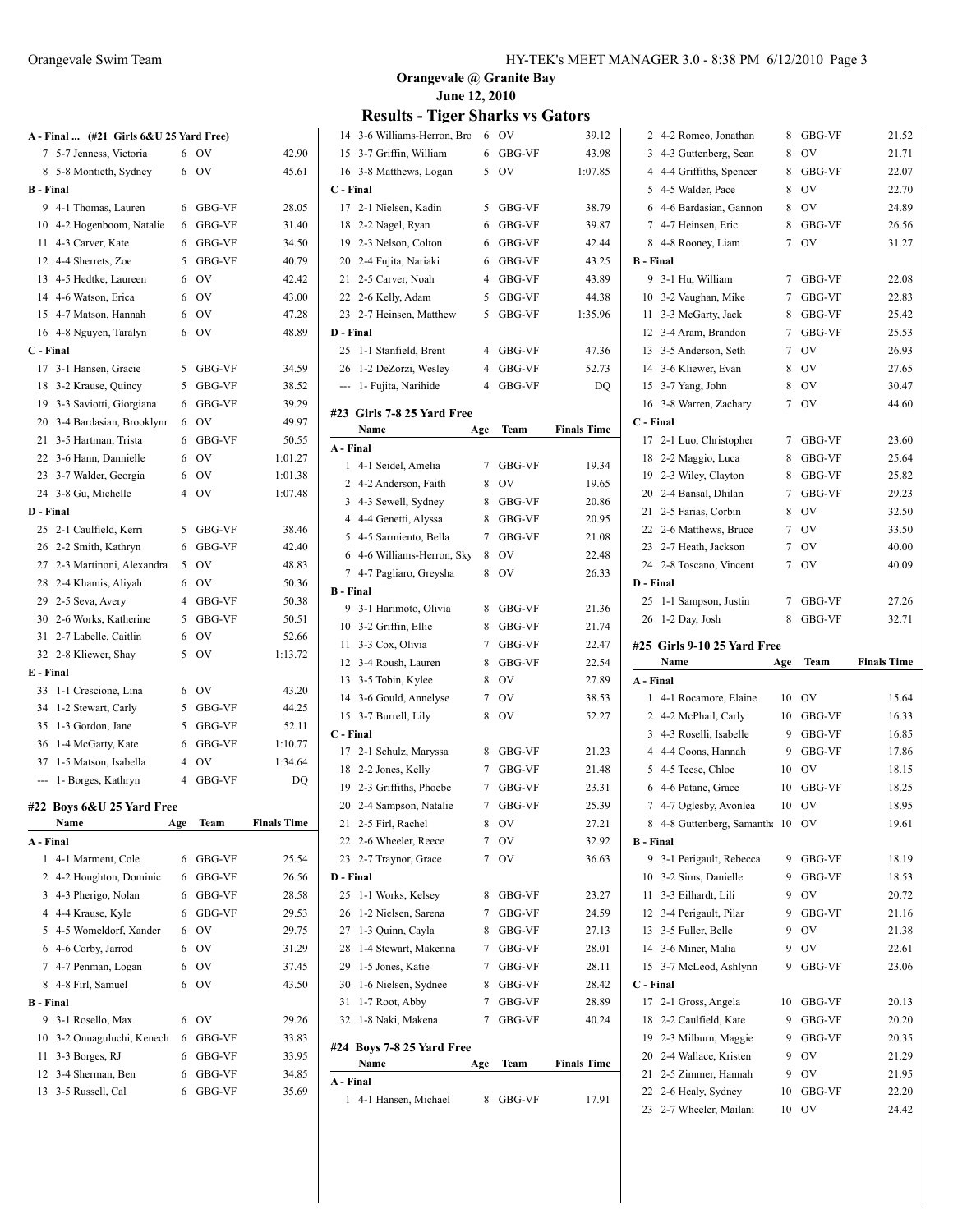**Orangevale @ Granite Bay**
**June 12, 2010**

## Results - Tiger Sharks vs Gators

### A - Final ... (#21 Girls 6&U 25 Yard Free)

| | Name | Age | Team | Finals Time |
|---|---|---|---|---|
| 7 | 5-7 Jenness, Victoria | 6 | OV | 42.90 |
| 8 | 5-8 Montieth, Sydney | 6 | OV | 45.61 |
| **B - Final** | | | | |
| 9 | 4-1 Thomas, Lauren | 6 | GBG-VF | 28.05 |
| 10 | 4-2 Hogenboom, Natalie | 6 | GBG-VF | 31.40 |
| 11 | 4-3 Carver, Kate | 6 | GBG-VF | 34.50 |
| 12 | 4-4 Sherrets, Zoe | 5 | GBG-VF | 40.79 |
| 13 | 4-5 Hedtke, Laureen | 6 | OV | 42.42 |
| 14 | 4-6 Watson, Erica | 6 | OV | 43.00 |
| 15 | 4-7 Matson, Hannah | 6 | OV | 47.28 |
| 16 | 4-8 Nguyen, Taralyn | 6 | OV | 48.89 |
| **C - Final** | | | | |
| 17 | 3-1 Hansen, Gracie | 5 | GBG-VF | 34.59 |
| 18 | 3-2 Krause, Quincy | 5 | GBG-VF | 38.52 |
| 19 | 3-3 Saviotti, Giorgiana | 6 | GBG-VF | 39.29 |
| 20 | 3-4 Bardasian, Brooklynn | 6 | OV | 49.97 |
| 21 | 3-5 Hartman, Trista | 6 | GBG-VF | 50.55 |
| 22 | 3-6 Hann, Dannielle | 6 | OV | 1:01.27 |
| 23 | 3-7 Walder, Georgia | 6 | OV | 1:01.38 |
| 24 | 3-8 Gu, Michelle | 4 | OV | 1:07.48 |
| **D - Final** | | | | |
| 25 | 2-1 Caulfield, Kerri | 5 | GBG-VF | 38.46 |
| 26 | 2-2 Smith, Kathryn | 6 | GBG-VF | 42.40 |
| 27 | 2-3 Martinoni, Alexandra | 5 | OV | 48.83 |
| 28 | 2-4 Khamis, Aliyah | 6 | OV | 50.36 |
| 29 | 2-5 Seva, Avery | 4 | GBG-VF | 50.38 |
| 30 | 2-6 Works, Katherine | 5 | GBG-VF | 50.51 |
| 31 | 2-7 Labelle, Caitlin | 6 | OV | 52.66 |
| 32 | 2-8 Kliewer, Shay | 5 | OV | 1:13.72 |
| **E - Final** | | | | |
| 33 | 1-1 Crescione, Lina | 6 | OV | 43.20 |
| 34 | 1-2 Stewart, Carly | 5 | GBG-VF | 44.25 |
| 35 | 1-3 Gordon, Jane | 5 | GBG-VF | 52.11 |
| 36 | 1-4 McGarty, Kate | 6 | GBG-VF | 1:10.77 |
| 37 | 1-5 Matson, Isabella | 4 | OV | 1:34.64 |
| --- | 1- Borges, Kathryn | 4 | GBG-VF | DQ |

### #22 Boys 6&U 25 Yard Free

| | Name | Age | Team | Finals Time |
|---|---|---|---|---|
| **A - Final** | | | | |
| 1 | 4-1 Marment, Cole | 6 | GBG-VF | 25.54 |
| 2 | 4-2 Houghton, Dominic | 6 | GBG-VF | 26.56 |
| 3 | 4-3 Pherigo, Nolan | 6 | GBG-VF | 28.58 |
| 4 | 4-4 Krause, Kyle | 6 | GBG-VF | 29.53 |
| 5 | 4-5 Womeldorf, Xander | 6 | OV | 29.75 |
| 6 | 4-6 Corby, Jarrod | 6 | OV | 31.29 |
| 7 | 4-7 Penman, Logan | 6 | OV | 37.45 |
| 8 | 4-8 Firl, Samuel | 6 | OV | 43.50 |
| **B - Final** | | | | |
| 9 | 3-1 Rosello, Max | 6 | OV | 29.26 |
| 10 | 3-2 Onuaguluchi, Kenech | 6 | GBG-VF | 33.83 |
| 11 | 3-3 Borges, RJ | 6 | GBG-VF | 33.95 |
| 12 | 3-4 Sherman, Ben | 6 | GBG-VF | 34.85 |
| 13 | 3-5 Russell, Cal | 6 | GBG-VF | 35.69 |
| 14 | 3-6 Williams-Herron, Bro | 6 | OV | 39.12 |
| 15 | 3-7 Griffin, William | 6 | GBG-VF | 43.98 |
| 16 | 3-8 Matthews, Logan | 5 | OV | 1:07.85 |
| **C - Final** | | | | |
| 17 | 2-1 Nielsen, Kadin | 5 | GBG-VF | 38.79 |
| 18 | 2-2 Nagel, Ryan | 6 | GBG-VF | 39.87 |
| 19 | 2-3 Nelson, Colton | 6 | GBG-VF | 42.44 |
| 20 | 2-4 Fujita, Nariaki | 6 | GBG-VF | 43.25 |
| 21 | 2-5 Carver, Noah | 4 | GBG-VF | 43.89 |
| 22 | 2-6 Kelly, Adam | 5 | GBG-VF | 44.38 |
| 23 | 2-7 Heinsen, Matthew | 5 | GBG-VF | 1:35.96 |
| **D - Final** | | | | |
| 25 | 1-1 Stanfield, Brent | 4 | GBG-VF | 47.36 |
| 26 | 1-2 DeZorzi, Wesley | 4 | GBG-VF | 52.73 |
| --- | 1- Fujita, Narihide | 4 | GBG-VF | DQ |

### #23 Girls 7-8 25 Yard Free

| | Name | Age | Team | Finals Time |
|---|---|---|---|---|
| **A - Final** | | | | |
| 1 | 4-1 Seidel, Amelia | 7 | GBG-VF | 19.34 |
| 2 | 4-2 Anderson, Faith | 8 | OV | 19.65 |
| 3 | 4-3 Sewell, Sydney | 8 | GBG-VF | 20.86 |
| 4 | 4-4 Genetti, Alyssa | 8 | GBG-VF | 20.95 |
| 5 | 4-5 Sarmiento, Bella | 7 | GBG-VF | 21.08 |
| 6 | 4-6 Williams-Herron, Sky | 8 | OV | 22.48 |
| 7 | 4-7 Pagliaro, Greysha | 8 | OV | 26.33 |
| **B - Final** | | | | |
| 9 | 3-1 Harimoto, Olivia | 8 | GBG-VF | 21.36 |
| 10 | 3-2 Griffin, Ellie | 8 | GBG-VF | 21.74 |
| 11 | 3-3 Cox, Olivia | 7 | GBG-VF | 22.47 |
| 12 | 3-4 Roush, Lauren | 8 | GBG-VF | 22.54 |
| 13 | 3-5 Tobin, Kylee | 8 | OV | 27.89 |
| 14 | 3-6 Gould, Annelyse | 7 | OV | 38.53 |
| 15 | 3-7 Burrell, Lily | 8 | OV | 52.27 |
| **C - Final** | | | | |
| 17 | 2-1 Schulz, Maryssa | 8 | GBG-VF | 21.23 |
| 18 | 2-2 Jones, Kelly | 7 | GBG-VF | 21.48 |
| 19 | 2-3 Griffiths, Phoebe | 7 | GBG-VF | 23.31 |
| 20 | 2-4 Sampson, Natalie | 7 | GBG-VF | 25.39 |
| 21 | 2-5 Firl, Rachel | 8 | OV | 27.21 |
| 22 | 2-6 Wheeler, Reece | 7 | OV | 32.92 |
| 23 | 2-7 Traynor, Grace | 7 | OV | 36.63 |
| **D - Final** | | | | |
| 25 | 1-1 Works, Kelsey | 8 | GBG-VF | 23.27 |
| 26 | 1-2 Nielsen, Sarena | 7 | GBG-VF | 24.59 |
| 27 | 1-3 Quinn, Cayla | 8 | GBG-VF | 27.13 |
| 28 | 1-4 Stewart, Makenna | 7 | GBG-VF | 28.01 |
| 29 | 1-5 Jones, Katie | 7 | GBG-VF | 28.11 |
| 30 | 1-6 Nielsen, Sydnee | 8 | GBG-VF | 28.42 |
| 31 | 1-7 Root, Abby | 7 | GBG-VF | 28.89 |
| 32 | 1-8 Naki, Makena | 7 | GBG-VF | 40.24 |

### #24 Boys 7-8 25 Yard Free

| | Name | Age | Team | Finals Time |
|---|---|---|---|---|
| **A - Final** | | | | |
| 1 | 4-1 Hansen, Michael | 8 | GBG-VF | 17.91 |
| 2 | 4-2 Romeo, Jonathan | 8 | GBG-VF | 21.52 |
| 3 | 4-3 Guttenberg, Sean | 8 | OV | 21.71 |
| 4 | 4-4 Griffiths, Spencer | 8 | GBG-VF | 22.07 |
| 5 | 4-5 Walder, Pace | 8 | OV | 22.70 |
| 6 | 4-6 Bardasian, Gannon | 8 | OV | 24.89 |
| 7 | 4-7 Heinsen, Eric | 8 | GBG-VF | 26.56 |
| 8 | 4-8 Rooney, Liam | 7 | OV | 31.27 |
| **B - Final** | | | | |
| 9 | 3-1 Hu, William | 7 | GBG-VF | 22.08 |
| 10 | 3-2 Vaughan, Mike | 7 | GBG-VF | 22.83 |
| 11 | 3-3 McGarty, Jack | 8 | GBG-VF | 25.42 |
| 12 | 3-4 Aram, Brandon | 7 | GBG-VF | 25.53 |
| 13 | 3-5 Anderson, Seth | 7 | OV | 26.93 |
| 14 | 3-6 Kliewer, Evan | 8 | OV | 27.65 |
| 15 | 3-7 Yang, John | 8 | OV | 30.47 |
| 16 | 3-8 Warren, Zachary | 7 | OV | 44.60 |
| **C - Final** | | | | |
| 17 | 2-1 Luo, Christopher | 7 | GBG-VF | 23.60 |
| 18 | 2-2 Maggio, Luca | 8 | GBG-VF | 25.64 |
| 19 | 2-3 Wiley, Clayton | 8 | GBG-VF | 25.82 |
| 20 | 2-4 Bansal, Dhilan | 7 | GBG-VF | 29.23 |
| 21 | 2-5 Farias, Corbin | 8 | OV | 32.50 |
| 22 | 2-6 Matthews, Bruce | 7 | OV | 33.50 |
| 23 | 2-7 Heath, Jackson | 7 | OV | 40.00 |
| 24 | 2-8 Toscano, Vincent | 7 | OV | 40.09 |
| **D - Final** | | | | |
| 25 | 1-1 Sampson, Justin | 7 | GBG-VF | 27.26 |
| 26 | 1-2 Day, Josh | 8 | GBG-VF | 32.71 |

### #25 Girls 9-10 25 Yard Free

| | Name | Age | Team | Finals Time |
|---|---|---|---|---|
| **A - Final** | | | | |
| 1 | 4-1 Rocamore, Elaine | 10 | OV | 15.64 |
| 2 | 4-2 McPhail, Carly | 10 | GBG-VF | 16.33 |
| 3 | 4-3 Roselli, Isabelle | 9 | GBG-VF | 16.85 |
| 4 | 4-4 Coons, Hannah | 9 | GBG-VF | 17.86 |
| 5 | 4-5 Teese, Chloe | 10 | OV | 18.15 |
| 6 | 4-6 Patane, Grace | 10 | GBG-VF | 18.25 |
| 7 | 4-7 Oglesby, Avonlea | 10 | OV | 18.95 |
| 8 | 4-8 Guttenberg, Samantha | 10 | OV | 19.61 |
| **B - Final** | | | | |
| 9 | 3-1 Perigault, Rebecca | 9 | GBG-VF | 18.19 |
| 10 | 3-2 Sims, Danielle | 9 | GBG-VF | 18.53 |
| 11 | 3-3 Eilhardt, Lili | 9 | OV | 20.72 |
| 12 | 3-4 Perigault, Pilar | 9 | GBG-VF | 21.16 |
| 13 | 3-5 Fuller, Belle | 9 | OV | 21.38 |
| 14 | 3-6 Miner, Malia | 9 | OV | 22.61 |
| 15 | 3-7 McLeod, Ashlynn | 9 | GBG-VF | 23.06 |
| **C - Final** | | | | |
| 17 | 2-1 Gross, Angela | 10 | GBG-VF | 20.13 |
| 18 | 2-2 Caulfield, Kate | 9 | GBG-VF | 20.20 |
| 19 | 2-3 Milburn, Maggie | 9 | GBG-VF | 20.35 |
| 20 | 2-4 Wallace, Kristen | 9 | OV | 21.29 |
| 21 | 2-5 Zimmer, Hannah | 9 | OV | 21.95 |
| 22 | 2-6 Healy, Sydney | 10 | GBG-VF | 22.20 |
| 23 | 2-7 Wheeler, Mailani | 10 | OV | 24.42 |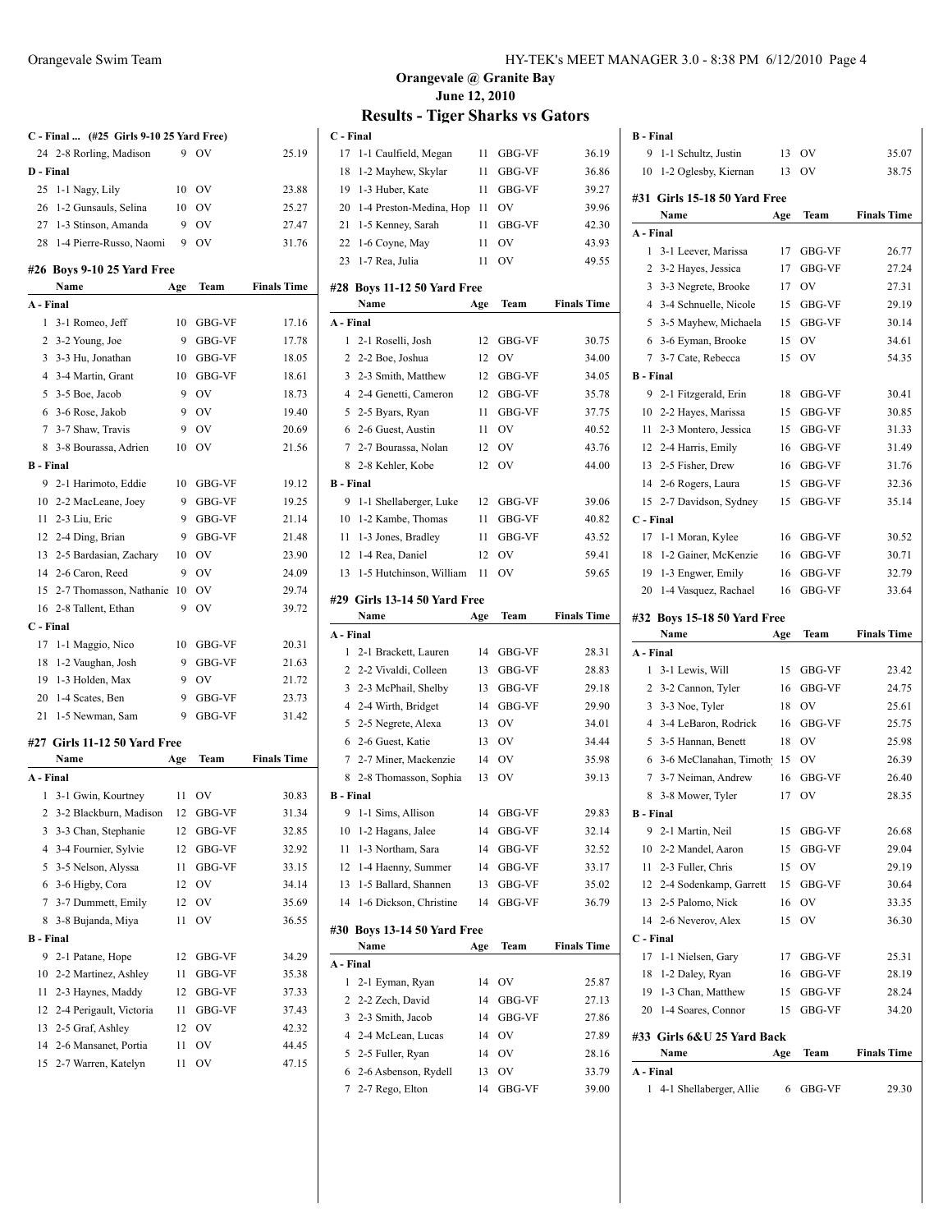## Orangevale @ Granite Bay

**June 12, 2010**

### Results - Tiger Sharks vs Gators

**C - Final ... (#25 Girls 9-10 25 Yard Free)**

| | Name | Age | Team | Finals Time |
|---|---|---|---|---|
| 24 | 2-8 Rorling, Madison | 9 | OV | 25.19 |
| **D - Final** | | | | |
| 25 | 1-1 Nagy, Lily | 10 | OV | 23.88 |
| 26 | 1-2 Gunsauls, Selina | 10 | OV | 25.27 |
| 27 | 1-3 Stinson, Amanda | 9 | OV | 27.47 |
| 28 | 1-4 Pierre-Russo, Naomi | 9 | OV | 31.76 |

#### #26 Boys 9-10 25 Yard Free

| | Name | Age | Team | Finals Time |
|---|---|---|---|---|
| **A - Final** | | | | |
| 1 | 3-1 Romeo, Jeff | 10 | GBG-VF | 17.16 |
| 2 | 3-2 Young, Joe | 9 | GBG-VF | 17.78 |
| 3 | 3-3 Hu, Jonathan | 10 | GBG-VF | 18.05 |
| 4 | 3-4 Martin, Grant | 10 | GBG-VF | 18.61 |
| 5 | 3-5 Boe, Jacob | 9 | OV | 18.73 |
| 6 | 3-6 Rose, Jakob | 9 | OV | 19.40 |
| 7 | 3-7 Shaw, Travis | 9 | OV | 20.69 |
| 8 | 3-8 Bourassa, Adrien | 10 | OV | 21.56 |
| **B - Final** | | | | |
| 9 | 2-1 Harimoto, Eddie | 10 | GBG-VF | 19.12 |
| 10 | 2-2 MacLeane, Joey | 9 | GBG-VF | 19.25 |
| 11 | 2-3 Liu, Eric | 9 | GBG-VF | 21.14 |
| 12 | 2-4 Ding, Brian | 9 | GBG-VF | 21.48 |
| 13 | 2-5 Bardasian, Zachary | 10 | OV | 23.90 |
| 14 | 2-6 Caron, Reed | 9 | OV | 24.09 |
| 15 | 2-7 Thomasson, Nathanie | 10 | OV | 29.74 |
| 16 | 2-8 Tallent, Ethan | 9 | OV | 39.72 |
| **C - Final** | | | | |
| 17 | 1-1 Maggio, Nico | 10 | GBG-VF | 20.31 |
| 18 | 1-2 Vaughan, Josh | 9 | GBG-VF | 21.63 |
| 19 | 1-3 Holden, Max | 9 | OV | 21.72 |
| 20 | 1-4 Scates, Ben | 9 | GBG-VF | 23.73 |
| 21 | 1-5 Newman, Sam | 9 | GBG-VF | 31.42 |

#### #27 Girls 11-12 50 Yard Free

| | Name | Age | Team | Finals Time |
|---|---|---|---|---|
| **A - Final** | | | | |
| 1 | 3-1 Gwin, Kourtney | 11 | OV | 30.83 |
| 2 | 3-2 Blackburn, Madison | 12 | GBG-VF | 31.34 |
| 3 | 3-3 Chan, Stephanie | 12 | GBG-VF | 32.85 |
| 4 | 3-4 Fournier, Sylvie | 12 | GBG-VF | 32.92 |
| 5 | 3-5 Nelson, Alyssa | 11 | GBG-VF | 33.15 |
| 6 | 3-6 Higby, Cora | 12 | OV | 34.14 |
| 7 | 3-7 Dummett, Emily | 12 | OV | 35.69 |
| 8 | 3-8 Bujanda, Miya | 11 | OV | 36.55 |
| **B - Final** | | | | |
| 9 | 2-1 Patane, Hope | 12 | GBG-VF | 34.29 |
| 10 | 2-2 Martinez, Ashley | 11 | GBG-VF | 35.38 |
| 11 | 2-3 Haynes, Maddy | 12 | GBG-VF | 37.33 |
| 12 | 2-4 Perigault, Victoria | 11 | GBG-VF | 37.43 |
| 13 | 2-5 Graf, Ashley | 12 | OV | 42.32 |
| 14 | 2-6 Mansanet, Portia | 11 | OV | 44.45 |
| 15 | 2-7 Warren, Katelyn | 11 | OV | 47.15 |
| **C - Final** | | | | |
| 17 | 1-1 Caulfield, Megan | 11 | GBG-VF | 36.19 |
| 18 | 1-2 Mayhew, Skylar | 11 | GBG-VF | 36.86 |
| 19 | 1-3 Huber, Kate | 11 | GBG-VF | 39.27 |
| 20 | 1-4 Preston-Medina, Hop | 11 | OV | 39.96 |
| 21 | 1-5 Kenney, Sarah | 11 | GBG-VF | 42.30 |
| 22 | 1-6 Coyne, May | 11 | OV | 43.93 |
| 23 | 1-7 Rea, Julia | 11 | OV | 49.55 |

#### #28 Boys 11-12 50 Yard Free

| | Name | Age | Team | Finals Time |
|---|---|---|---|---|
| **A - Final** | | | | |
| 1 | 2-1 Roselli, Josh | 12 | GBG-VF | 30.75 |
| 2 | 2-2 Boe, Joshua | 12 | OV | 34.00 |
| 3 | 2-3 Smith, Matthew | 12 | GBG-VF | 34.05 |
| 4 | 2-4 Genetti, Cameron | 12 | GBG-VF | 35.78 |
| 5 | 2-5 Byars, Ryan | 11 | GBG-VF | 37.75 |
| 6 | 2-6 Guest, Austin | 11 | OV | 40.52 |
| 7 | 2-7 Bourassa, Nolan | 12 | OV | 43.76 |
| 8 | 2-8 Kehler, Kobe | 12 | OV | 44.00 |
| **B - Final** | | | | |
| 9 | 1-1 Shellaberger, Luke | 12 | GBG-VF | 39.06 |
| 10 | 1-2 Kambe, Thomas | 11 | GBG-VF | 40.82 |
| 11 | 1-3 Jones, Bradley | 11 | GBG-VF | 43.52 |
| 12 | 1-4 Rea, Daniel | 12 | OV | 59.41 |
| 13 | 1-5 Hutchinson, William | 11 | OV | 59.65 |

#### #29 Girls 13-14 50 Yard Free

| | Name | Age | Team | Finals Time |
|---|---|---|---|---|
| **A - Final** | | | | |
| 1 | 2-1 Brackett, Lauren | 14 | GBG-VF | 28.31 |
| 2 | 2-2 Vivaldi, Colleen | 13 | GBG-VF | 28.83 |
| 3 | 2-3 McPhail, Shelby | 13 | GBG-VF | 29.18 |
| 4 | 2-4 Wirth, Bridget | 14 | GBG-VF | 29.90 |
| 5 | 2-5 Negrete, Alexa | 13 | OV | 34.01 |
| 6 | 2-6 Guest, Katie | 13 | OV | 34.44 |
| 7 | 2-7 Miner, Mackenzie | 14 | OV | 35.98 |
| 8 | 2-8 Thomasson, Sophia | 13 | OV | 39.13 |
| **B - Final** | | | | |
| 9 | 1-1 Sims, Allison | 14 | GBG-VF | 29.83 |
| 10 | 1-2 Hagans, Jalee | 14 | GBG-VF | 32.14 |
| 11 | 1-3 Northam, Sara | 14 | GBG-VF | 32.52 |
| 12 | 1-4 Haenny, Summer | 14 | GBG-VF | 33.17 |
| 13 | 1-5 Ballard, Shannen | 13 | GBG-VF | 35.02 |
| 14 | 1-6 Dickson, Christine | 14 | GBG-VF | 36.79 |

#### #30 Boys 13-14 50 Yard Free

| | Name | Age | Team | Finals Time |
|---|---|---|---|---|
| **A - Final** | | | | |
| 1 | 2-1 Eyman, Ryan | 14 | OV | 25.87 |
| 2 | 2-2 Zech, David | 14 | GBG-VF | 27.13 |
| 3 | 2-3 Smith, Jacob | 14 | GBG-VF | 27.86 |
| 4 | 2-4 McLean, Lucas | 14 | OV | 27.89 |
| 5 | 2-5 Fuller, Ryan | 14 | OV | 28.16 |
| 6 | 2-6 Asbenson, Rydell | 13 | OV | 33.79 |
| 7 | 2-7 Rego, Elton | 14 | GBG-VF | 39.00 |
| **B - Final** | | | | |
| 9 | 1-1 Schultz, Justin | 13 | OV | 35.07 |
| 10 | 1-2 Oglesby, Kiernan | 13 | OV | 38.75 |

#### #31 Girls 15-18 50 Yard Free

| | Name | Age | Team | Finals Time |
|---|---|---|---|---|
| **A - Final** | | | | |
| 1 | 3-1 Leever, Marissa | 17 | GBG-VF | 26.77 |
| 2 | 3-2 Hayes, Jessica | 17 | GBG-VF | 27.24 |
| 3 | 3-3 Negrete, Brooke | 17 | OV | 27.31 |
| 4 | 3-4 Schnuelle, Nicole | 15 | GBG-VF | 29.19 |
| 5 | 3-5 Mayhew, Michaela | 15 | GBG-VF | 30.14 |
| 6 | 3-6 Eyman, Brooke | 15 | OV | 34.61 |
| 7 | 3-7 Cate, Rebecca | 15 | OV | 54.35 |
| **B - Final** | | | | |
| 9 | 2-1 Fitzgerald, Erin | 18 | GBG-VF | 30.41 |
| 10 | 2-2 Hayes, Marissa | 15 | GBG-VF | 30.85 |
| 11 | 2-3 Montero, Jessica | 15 | GBG-VF | 31.33 |
| 12 | 2-4 Harris, Emily | 16 | GBG-VF | 31.49 |
| 13 | 2-5 Fisher, Drew | 16 | GBG-VF | 31.76 |
| 14 | 2-6 Rogers, Laura | 15 | GBG-VF | 32.36 |
| 15 | 2-7 Davidson, Sydney | 15 | GBG-VF | 35.14 |
| **C - Final** | | | | |
| 17 | 1-1 Moran, Kylee | 16 | GBG-VF | 30.52 |
| 18 | 1-2 Gainer, McKenzie | 16 | GBG-VF | 30.71 |
| 19 | 1-3 Engwer, Emily | 16 | GBG-VF | 32.79 |
| 20 | 1-4 Vasquez, Rachael | 16 | GBG-VF | 33.64 |

#### #32 Boys 15-18 50 Yard Free

| | Name | Age | Team | Finals Time |
|---|---|---|---|---|
| **A - Final** | | | | |
| 1 | 3-1 Lewis, Will | 15 | GBG-VF | 23.42 |
| 2 | 3-2 Cannon, Tyler | 16 | GBG-VF | 24.75 |
| 3 | 3-3 Noe, Tyler | 18 | OV | 25.61 |
| 4 | 3-4 LeBaron, Rodrick | 16 | GBG-VF | 25.75 |
| 5 | 3-5 Hannan, Benett | 18 | OV | 25.98 |
| 6 | 3-6 McClanahan, Timoth | 15 | OV | 26.39 |
| 7 | 3-7 Neiman, Andrew | 16 | GBG-VF | 26.40 |
| 8 | 3-8 Mower, Tyler | 17 | OV | 28.35 |
| **B - Final** | | | | |
| 9 | 2-1 Martin, Neil | 15 | GBG-VF | 26.68 |
| 10 | 2-2 Mandel, Aaron | 15 | GBG-VF | 29.04 |
| 11 | 2-3 Fuller, Chris | 15 | OV | 29.19 |
| 12 | 2-4 Sodenkamp, Garrett | 15 | GBG-VF | 30.64 |
| 13 | 2-5 Palomo, Nick | 16 | OV | 33.35 |
| 14 | 2-6 Neverov, Alex | 15 | OV | 36.30 |
| **C - Final** | | | | |
| 17 | 1-1 Nielsen, Gary | 17 | GBG-VF | 25.31 |
| 18 | 1-2 Daley, Ryan | 16 | GBG-VF | 28.19 |
| 19 | 1-3 Chan, Matthew | 15 | GBG-VF | 28.24 |
| 20 | 1-4 Soares, Connor | 15 | GBG-VF | 34.20 |

#### #33 Girls 6&U 25 Yard Back

| | Name | Age | Team | Finals Time |
|---|---|---|---|---|
| **A - Final** | | | | |
| 1 | 4-1 Shellaberger, Allie | 6 | GBG-VF | 29.30 |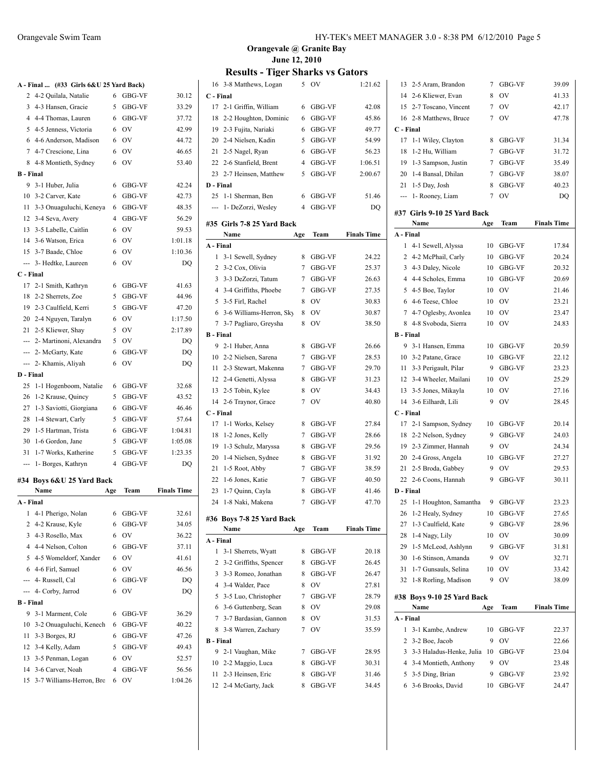**Orangevale @ Granite Bay**
**June 12, 2010**

## Results - Tiger Sharks vs Gators

### A - Final ... (#33 Girls 6&U 25 Yard Back)

| | Name | Age | Team | Finals Time |
|---|---|---|---|---|
| 2 | 4-2 Quilala, Natalie | 6 | GBG-VF | 30.12 |
| 3 | 4-3 Hansen, Gracie | 5 | GBG-VF | 33.29 |
| 4 | 4-4 Thomas, Lauren | 6 | GBG-VF | 37.72 |
| 5 | 4-5 Jenness, Victoria | 6 | OV | 42.99 |
| 6 | 4-6 Anderson, Madison | 6 | OV | 44.72 |
| 7 | 4-7 Crescione, Lina | 6 | OV | 46.65 |
| 8 | 4-8 Montieth, Sydney | 6 | OV | 53.40 |
| **B - Final** | | | | |
| 9 | 3-1 Huber, Julia | 6 | GBG-VF | 42.24 |
| 10 | 3-2 Carver, Kate | 6 | GBG-VF | 42.73 |
| 11 | 3-3 Onuaguluchi, Keneya | 6 | GBG-VF | 48.35 |
| 12 | 3-4 Seva, Avery | 4 | GBG-VF | 56.29 |
| 13 | 3-5 Labelle, Caitlin | 6 | OV | 59.53 |
| 14 | 3-6 Watson, Erica | 6 | OV | 1:01.18 |
| 15 | 3-7 Baade, Chloe | 6 | OV | 1:10.36 |
| --- | 3- Hedtke, Laureen | 6 | OV | DQ |
| **C - Final** | | | | |
| 17 | 2-1 Smith, Kathryn | 6 | GBG-VF | 41.63 |
| 18 | 2-2 Sherrets, Zoe | 5 | GBG-VF | 44.96 |
| 19 | 2-3 Caulfield, Kerri | 5 | GBG-VF | 47.20 |
| 20 | 2-4 Nguyen, Taralyn | 6 | OV | 1:17.50 |
| 21 | 2-5 Kliewer, Shay | 5 | OV | 2:17.89 |
| --- | 2- Martinoni, Alexandra | 5 | OV | DQ |
| --- | 2- McGarty, Kate | 6 | GBG-VF | DQ |
| --- | 2- Khamis, Aliyah | 6 | OV | DQ |
| **D - Final** | | | | |
| 25 | 1-1 Hogenboom, Natalie | 6 | GBG-VF | 32.68 |
| 26 | 1-2 Krause, Quincy | 5 | GBG-VF | 43.52 |
| 27 | 1-3 Saviotti, Giorgiana | 6 | GBG-VF | 46.46 |
| 28 | 1-4 Stewart, Carly | 5 | GBG-VF | 57.64 |
| 29 | 1-5 Hartman, Trista | 6 | GBG-VF | 1:04.81 |
| 30 | 1-6 Gordon, Jane | 5 | GBG-VF | 1:05.08 |
| 31 | 1-7 Works, Katherine | 5 | GBG-VF | 1:23.35 |
| --- | 1- Borges, Kathryn | 4 | GBG-VF | DQ |

### #34 Boys 6&U 25 Yard Back

| | Name | Age | Team | Finals Time |
|---|---|---|---|---|
| **A - Final** | | | | |
| 1 | 4-1 Perigo, Nolan | 6 | GBG-VF | 32.61 |
| 2 | 4-2 Krause, Kyle | 6 | GBG-VF | 34.05 |
| 3 | 4-3 Rosello, Max | 6 | OV | 36.22 |
| 4 | 4-4 Nelson, Colton | 6 | GBG-VF | 37.11 |
| 5 | 4-5 Womeldorf, Xander | 6 | OV | 41.61 |
| 6 | 4-6 Firl, Samuel | 6 | OV | 46.56 |
| --- | 4- Russell, Cal | 6 | GBG-VF | DQ |
| --- | 4- Corby, Jarrod | 6 | OV | DQ |
| **B - Final** | | | | |
| 9 | 3-1 Marment, Cole | 6 | GBG-VF | 36.29 |
| 10 | 3-2 Onuaguluchi, Kenech | 6 | GBG-VF | 40.22 |
| 11 | 3-3 Borges, RJ | 6 | GBG-VF | 47.26 |
| 12 | 3-4 Kelly, Adam | 5 | GBG-VF | 49.43 |
| 13 | 3-5 Penman, Logan | 6 | OV | 52.57 |
| 14 | 3-6 Carver, Noah | 4 | GBG-VF | 56.56 |
| 15 | 3-7 Williams-Herron, Bro | 6 | OV | 1:04.26 |
| 16 | 3-8 Matthews, Logan | 5 | OV | 1:21.62 |
| **C - Final** | | | | |
| 17 | 2-1 Griffin, William | 6 | GBG-VF | 42.08 |
| 18 | 2-2 Houghton, Dominic | 6 | GBG-VF | 45.86 |
| 19 | 2-3 Fujita, Nariaki | 6 | GBG-VF | 49.77 |
| 20 | 2-4 Nielsen, Kadin | 5 | GBG-VF | 54.99 |
| 21 | 2-5 Nagel, Ryan | 6 | GBG-VF | 56.23 |
| 22 | 2-6 Stanfield, Brent | 4 | GBG-VF | 1:06.51 |
| 23 | 2-7 Heinsen, Matthew | 5 | GBG-VF | 2:00.67 |
| **D - Final** | | | | |
| 25 | 1-1 Sherman, Ben | 6 | GBG-VF | 51.46 |
| --- | 1- DeZorzi, Wesley | 4 | GBG-VF | DQ |

### #35 Girls 7-8 25 Yard Back

| | Name | Age | Team | Finals Time |
|---|---|---|---|---|
| **A - Final** | | | | |
| 1 | 3-1 Sewell, Sydney | 8 | GBG-VF | 24.22 |
| 2 | 3-2 Cox, Olivia | 7 | GBG-VF | 25.37 |
| 3 | 3-3 DeZorzi, Tatum | 7 | GBG-VF | 26.63 |
| 4 | 3-4 Griffiths, Phoebe | 7 | GBG-VF | 27.35 |
| 5 | 3-5 Firl, Rachel | 8 | OV | 30.83 |
| 6 | 3-6 Williams-Herron, Sky | 8 | OV | 30.87 |
| 7 | 3-7 Pagliaro, Greysha | 8 | OV | 38.50 |
| **B - Final** | | | | |
| 9 | 2-1 Huber, Anna | 8 | GBG-VF | 26.66 |
| 10 | 2-2 Nielsen, Sarena | 7 | GBG-VF | 28.53 |
| 11 | 2-3 Stewart, Makenna | 7 | GBG-VF | 29.70 |
| 12 | 2-4 Genetti, Alyssa | 8 | GBG-VF | 31.23 |
| 13 | 2-5 Tobin, Kylee | 8 | OV | 34.43 |
| 14 | 2-6 Traynor, Grace | 7 | OV | 40.80 |
| **C - Final** | | | | |
| 17 | 1-1 Works, Kelsey | 8 | GBG-VF | 27.84 |
| 18 | 1-2 Jones, Kelly | 7 | GBG-VF | 28.66 |
| 19 | 1-3 Schulz, Maryssa | 8 | GBG-VF | 29.56 |
| 20 | 1-4 Nielsen, Sydnee | 8 | GBG-VF | 31.92 |
| 21 | 1-5 Root, Abby | 7 | GBG-VF | 38.59 |
| 22 | 1-6 Jones, Katie | 7 | GBG-VF | 40.50 |
| 23 | 1-7 Quinn, Cayla | 8 | GBG-VF | 41.46 |
| 24 | 1-8 Naki, Makena | 7 | GBG-VF | 47.70 |

### #36 Boys 7-8 25 Yard Back

| | Name | Age | Team | Finals Time |
|---|---|---|---|---|
| **A - Final** | | | | |
| 1 | 3-1 Sherrets, Wyatt | 8 | GBG-VF | 20.18 |
| 2 | 3-2 Griffiths, Spencer | 8 | GBG-VF | 26.45 |
| 3 | 3-3 Romeo, Jonathan | 8 | GBG-VF | 26.47 |
| 4 | 3-4 Walder, Pace | 8 | OV | 27.81 |
| 5 | 3-5 Luo, Christopher | 7 | GBG-VF | 28.79 |
| 6 | 3-6 Guttenberg, Sean | 8 | OV | 29.08 |
| 7 | 3-7 Bardasian, Gannon | 8 | OV | 31.53 |
| 8 | 3-8 Warren, Zachary | 7 | OV | 35.59 |
| **B - Final** | | | | |
| 9 | 2-1 Vaughan, Mike | 7 | GBG-VF | 28.95 |
| 10 | 2-2 Maggio, Luca | 8 | GBG-VF | 30.31 |
| 11 | 2-3 Heinsen, Eric | 8 | GBG-VF | 31.46 |
| 12 | 2-4 McGarty, Jack | 8 | GBG-VF | 34.45 |
| 13 | 2-5 Aram, Brandon | 7 | GBG-VF | 39.09 |
| 14 | 2-6 Kliewer, Evan | 8 | OV | 41.33 |
| 15 | 2-7 Toscano, Vincent | 7 | OV | 42.17 |
| 16 | 2-8 Matthews, Bruce | 7 | OV | 47.78 |
| **C - Final** | | | | |
| 17 | 1-1 Wiley, Clayton | 8 | GBG-VF | 31.34 |
| 18 | 1-2 Hu, William | 7 | GBG-VF | 31.72 |
| 19 | 1-3 Sampson, Justin | 7 | GBG-VF | 35.49 |
| 20 | 1-4 Bansal, Dhilan | 7 | GBG-VF | 38.07 |
| 21 | 1-5 Day, Josh | 8 | GBG-VF | 40.23 |
| --- | 1- Rooney, Liam | 7 | OV | DQ |

### #37 Girls 9-10 25 Yard Back

| | Name | Age | Team | Finals Time |
|---|---|---|---|---|
| **A - Final** | | | | |
| 1 | 4-1 Sewell, Alyssa | 10 | GBG-VF | 17.84 |
| 2 | 4-2 McPhail, Carly | 10 | GBG-VF | 20.24 |
| 3 | 4-3 Daley, Nicole | 10 | GBG-VF | 20.32 |
| 4 | 4-4 Scholes, Emma | 10 | GBG-VF | 20.69 |
| 5 | 4-5 Boe, Taylor | 10 | OV | 21.46 |
| 6 | 4-6 Teese, Chloe | 10 | OV | 23.21 |
| 7 | 4-7 Oglesby, Avonlea | 10 | OV | 23.47 |
| 8 | 4-8 Svoboda, Sierra | 10 | OV | 24.83 |
| **B - Final** | | | | |
| 9 | 3-1 Hansen, Emma | 10 | GBG-VF | 20.59 |
| 10 | 3-2 Patane, Grace | 10 | GBG-VF | 22.12 |
| 11 | 3-3 Perigault, Pilar | 9 | GBG-VF | 23.23 |
| 12 | 3-4 Wheeler, Mailani | 10 | OV | 25.29 |
| 13 | 3-5 Jones, Mikayla | 10 | OV | 27.16 |
| 14 | 3-6 Eilhardt, Lili | 9 | OV | 28.45 |
| **C - Final** | | | | |
| 17 | 2-1 Sampson, Sydney | 10 | GBG-VF | 20.14 |
| 18 | 2-2 Nelson, Sydney | 9 | GBG-VF | 24.03 |
| 19 | 2-3 Zimmer, Hannah | 9 | OV | 24.34 |
| 20 | 2-4 Gross, Angela | 10 | GBG-VF | 27.27 |
| 21 | 2-5 Broda, Gabbey | 9 | OV | 29.53 |
| 22 | 2-6 Coons, Hannah | 9 | GBG-VF | 30.11 |
| **D - Final** | | | | |
| 25 | 1-1 Houghton, Samantha | 9 | GBG-VF | 23.23 |
| 26 | 1-2 Healy, Sydney | 10 | GBG-VF | 27.65 |
| 27 | 1-3 Caulfield, Kate | 9 | GBG-VF | 28.96 |
| 28 | 1-4 Nagy, Lily | 10 | OV | 30.09 |
| 29 | 1-5 McLeod, Ashlynn | 9 | GBG-VF | 31.81 |
| 30 | 1-6 Stinson, Amanda | 9 | OV | 32.71 |
| 31 | 1-7 Gunsauls, Selina | 10 | OV | 33.42 |
| 32 | 1-8 Rorling, Madison | 9 | OV | 38.09 |

### #38 Boys 9-10 25 Yard Back

| | Name | Age | Team | Finals Time |
|---|---|---|---|---|
| **A - Final** | | | | |
| 1 | 3-1 Kambe, Andrew | 10 | GBG-VF | 22.37 |
| 2 | 3-2 Boe, Jacob | 9 | OV | 22.66 |
| 3 | 3-3 Haladus-Henke, Julia | 10 | GBG-VF | 23.04 |
| 4 | 3-4 Montieth, Anthony | 9 | OV | 23.48 |
| 5 | 3-5 Ding, Brian | 9 | GBG-VF | 23.92 |
| 6 | 3-6 Brooks, David | 10 | GBG-VF | 24.47 |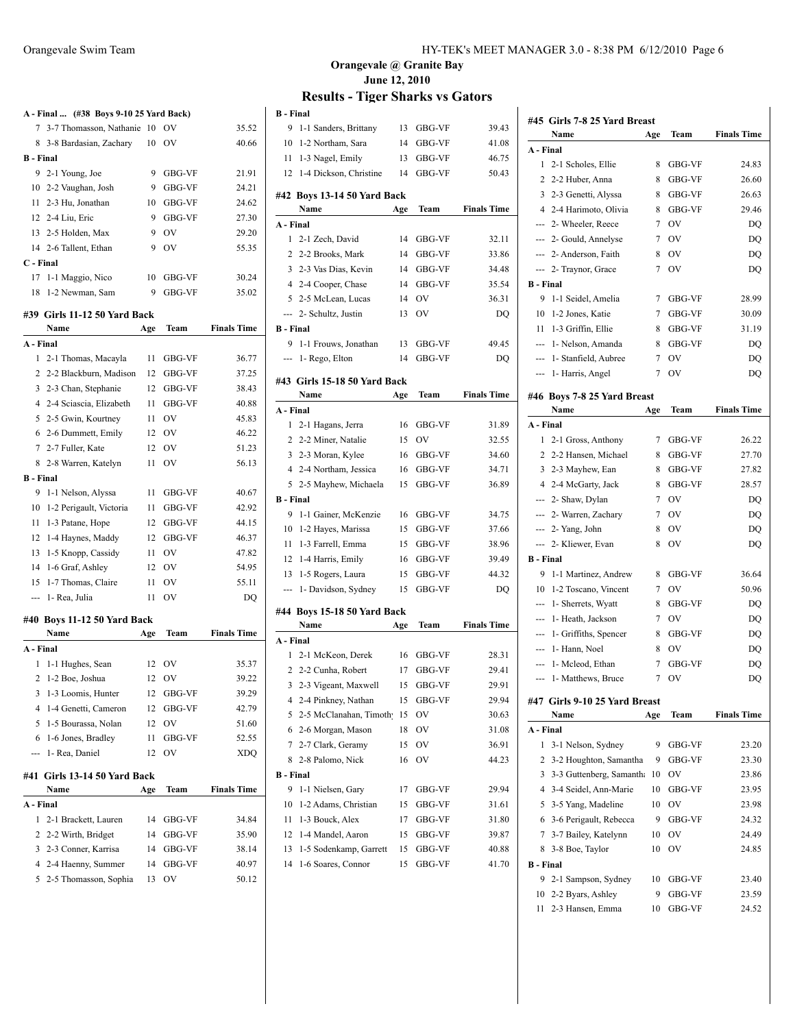**Orangevale @ Granite Bay**
**June 12, 2010**

# Results - Tiger Sharks vs Gators

### A - Final ... (#38 Boys 9-10 25 Yard Back)

| Place | Name | Age | Team | Finals Time |
|---|---|---|---|---|
| 7 | 3-7 Thomasson, Nathanie | 10 | OV | 35.52 |
| 8 | 3-8 Bardasian, Zachary | 10 | OV | 40.66 |
| **B - Final** | | | | |
| 9 | 2-1 Young, Joe | 9 | GBG-VF | 21.91 |
| 10 | 2-2 Vaughan, Josh | 9 | GBG-VF | 24.21 |
| 11 | 2-3 Hu, Jonathan | 10 | GBG-VF | 24.62 |
| 12 | 2-4 Liu, Eric | 9 | GBG-VF | 27.30 |
| 13 | 2-5 Holden, Max | 9 | OV | 29.20 |
| 14 | 2-6 Tallent, Ethan | 9 | OV | 55.35 |
| **C - Final** | | | | |
| 17 | 1-1 Maggio, Nico | 10 | GBG-VF | 30.24 |
| 18 | 1-2 Newman, Sam | 9 | GBG-VF | 35.02 |

### #39 Girls 11-12 50 Yard Back

| Place | Name | Age | Team | Finals Time |
|---|---|---|---|---|
| **A - Final** | | | | |
| 1 | 2-1 Thomas, Macayla | 11 | GBG-VF | 36.77 |
| 2 | 2-2 Blackburn, Madison | 12 | GBG-VF | 37.25 |
| 3 | 2-3 Chan, Stephanie | 12 | GBG-VF | 38.43 |
| 4 | 2-4 Sciascia, Elizabeth | 11 | GBG-VF | 40.88 |
| 5 | 2-5 Gwin, Kourtney | 11 | OV | 45.83 |
| 6 | 2-6 Dummett, Emily | 12 | OV | 46.22 |
| 7 | 2-7 Fuller, Kate | 12 | OV | 51.23 |
| 8 | 2-8 Warren, Katelyn | 11 | OV | 56.13 |
| **B - Final** | | | | |
| 9 | 1-1 Nelson, Alyssa | 11 | GBG-VF | 40.67 |
| 10 | 1-2 Perigault, Victoria | 11 | GBG-VF | 42.92 |
| 11 | 1-3 Patane, Hope | 12 | GBG-VF | 44.15 |
| 12 | 1-4 Haynes, Maddy | 12 | GBG-VF | 46.37 |
| 13 | 1-5 Knopp, Cassidy | 11 | OV | 47.82 |
| 14 | 1-6 Graf, Ashley | 12 | OV | 54.95 |
| 15 | 1-7 Thomas, Claire | 11 | OV | 55.11 |
| --- | 1- Rea, Julia | 11 | OV | DQ |

### #40 Boys 11-12 50 Yard Back

| Place | Name | Age | Team | Finals Time |
|---|---|---|---|---|
| **A - Final** | | | | |
| 1 | 1-1 Hughes, Sean | 12 | OV | 35.37 |
| 2 | 1-2 Boe, Joshua | 12 | OV | 39.22 |
| 3 | 1-3 Loomis, Hunter | 12 | GBG-VF | 39.29 |
| 4 | 1-4 Genetti, Cameron | 12 | GBG-VF | 42.79 |
| 5 | 1-5 Bourassa, Nolan | 12 | OV | 51.60 |
| 6 | 1-6 Jones, Bradley | 11 | GBG-VF | 52.55 |
| --- | 1- Rea, Daniel | 12 | OV | XDQ |

### #41 Girls 13-14 50 Yard Back

| Place | Name | Age | Team | Finals Time |
|---|---|---|---|---|
| **A - Final** | | | | |
| 1 | 2-1 Brackett, Lauren | 14 | GBG-VF | 34.84 |
| 2 | 2-2 Wirth, Bridget | 14 | GBG-VF | 35.90 |
| 3 | 2-3 Conner, Karrisa | 14 | GBG-VF | 38.14 |
| 4 | 2-4 Haenny, Summer | 14 | GBG-VF | 40.97 |
| 5 | 2-5 Thomasson, Sophia | 13 | OV | 50.12 |
| **B - Final** | | | | |
| 9 | 1-1 Sanders, Brittany | 13 | GBG-VF | 39.43 |
| 10 | 1-2 Northam, Sara | 14 | GBG-VF | 41.08 |
| 11 | 1-3 Nagel, Emily | 13 | GBG-VF | 46.75 |
| 12 | 1-4 Dickson, Christine | 14 | GBG-VF | 50.43 |

### #42 Boys 13-14 50 Yard Back

| Place | Name | Age | Team | Finals Time |
|---|---|---|---|---|
| **A - Final** | | | | |
| 1 | 2-1 Zech, David | 14 | GBG-VF | 32.11 |
| 2 | 2-2 Brooks, Mark | 14 | GBG-VF | 33.86 |
| 3 | 2-3 Vas Dias, Kevin | 14 | GBG-VF | 34.48 |
| 4 | 2-4 Cooper, Chase | 14 | GBG-VF | 35.54 |
| 5 | 2-5 McLean, Lucas | 14 | OV | 36.31 |
| --- | 2- Schultz, Justin | 13 | OV | DQ |
| **B - Final** | | | | |
| 9 | 1-1 Frouws, Jonathan | 13 | GBG-VF | 49.45 |
| --- | 1- Rego, Elton | 14 | GBG-VF | DQ |

### #43 Girls 15-18 50 Yard Back

| Place | Name | Age | Team | Finals Time |
|---|---|---|---|---|
| **A - Final** | | | | |
| 1 | 2-1 Hagans, Jerra | 16 | GBG-VF | 31.89 |
| 2 | 2-2 Miner, Natalie | 15 | OV | 32.55 |
| 3 | 2-3 Moran, Kylee | 16 | GBG-VF | 34.60 |
| 4 | 2-4 Northam, Jessica | 16 | GBG-VF | 34.71 |
| 5 | 2-5 Mayhew, Michaela | 15 | GBG-VF | 36.89 |
| **B - Final** | | | | |
| 9 | 1-1 Gainer, McKenzie | 16 | GBG-VF | 34.75 |
| 10 | 1-2 Hayes, Marissa | 15 | GBG-VF | 37.66 |
| 11 | 1-3 Farrell, Emma | 15 | GBG-VF | 38.96 |
| 12 | 1-4 Harris, Emily | 16 | GBG-VF | 39.49 |
| 13 | 1-5 Rogers, Laura | 15 | GBG-VF | 44.32 |
| --- | 1- Davidson, Sydney | 15 | GBG-VF | DQ |

### #44 Boys 15-18 50 Yard Back

| Place | Name | Age | Team | Finals Time |
|---|---|---|---|---|
| **A - Final** | | | | |
| 1 | 2-1 McKeon, Derek | 16 | GBG-VF | 28.31 |
| 2 | 2-2 Cunha, Robert | 17 | GBG-VF | 29.41 |
| 3 | 2-3 Vigeant, Maxwell | 15 | GBG-VF | 29.91 |
| 4 | 2-4 Pinkney, Nathan | 15 | GBG-VF | 29.94 |
| 5 | 2-5 McClanahan, Timothy | 15 | OV | 30.63 |
| 6 | 2-6 Morgan, Mason | 18 | OV | 31.08 |
| 7 | 2-7 Clark, Geramy | 15 | OV | 36.91 |
| 8 | 2-8 Palomo, Nick | 16 | OV | 44.23 |
| **B - Final** | | | | |
| 9 | 1-1 Nielsen, Gary | 17 | GBG-VF | 29.94 |
| 10 | 1-2 Adams, Christian | 15 | GBG-VF | 31.61 |
| 11 | 1-3 Bouck, Alex | 17 | GBG-VF | 31.80 |
| 12 | 1-4 Mandel, Aaron | 15 | GBG-VF | 39.87 |
| 13 | 1-5 Sodenkamp, Garrett | 15 | GBG-VF | 40.88 |
| 14 | 1-6 Soares, Connor | 15 | GBG-VF | 41.70 |

### #45 Girls 7-8 25 Yard Breast

| Place | Name | Age | Team | Finals Time |
|---|---|---|---|---|
| **A - Final** | | | | |
| 1 | 2-1 Scholes, Ellie | 8 | GBG-VF | 24.83 |
| 2 | 2-2 Huber, Anna | 8 | GBG-VF | 26.60 |
| 3 | 2-3 Genetti, Alyssa | 8 | GBG-VF | 26.63 |
| 4 | 2-4 Harimoto, Olivia | 8 | GBG-VF | 29.46 |
| --- | 2- Wheeler, Reece | 7 | OV | DQ |
| --- | 2- Gould, Annelyse | 7 | OV | DQ |
| --- | 2- Anderson, Faith | 8 | OV | DQ |
| --- | 2- Traynor, Grace | 7 | OV | DQ |
| **B - Final** | | | | |
| 9 | 1-1 Seidel, Amelia | 7 | GBG-VF | 28.99 |
| 10 | 1-2 Jones, Katie | 7 | GBG-VF | 30.09 |
| 11 | 1-3 Griffin, Ellie | 8 | GBG-VF | 31.19 |
| --- | 1- Nelson, Amanda | 8 | GBG-VF | DQ |
| --- | 1- Stanfield, Aubree | 7 | OV | DQ |
| --- | 1- Harris, Angel | 7 | OV | DQ |

### #46 Boys 7-8 25 Yard Breast

| Place | Name | Age | Team | Finals Time |
|---|---|---|---|---|
| **A - Final** | | | | |
| 1 | 2-1 Gross, Anthony | 7 | GBG-VF | 26.22 |
| 2 | 2-2 Hansen, Michael | 8 | GBG-VF | 27.70 |
| 3 | 2-3 Mayhew, Ean | 8 | GBG-VF | 27.82 |
| 4 | 2-4 McGarty, Jack | 8 | GBG-VF | 28.57 |
| --- | 2- Shaw, Dylan | 7 | OV | DQ |
| --- | 2- Warren, Zachary | 7 | OV | DQ |
| --- | 2- Yang, John | 8 | OV | DQ |
| --- | 2- Kliewer, Evan | 8 | OV | DQ |
| **B - Final** | | | | |
| 9 | 1-1 Martinez, Andrew | 8 | GBG-VF | 36.64 |
| 10 | 1-2 Toscano, Vincent | 7 | OV | 50.96 |
| --- | 1- Sherrets, Wyatt | 8 | GBG-VF | DQ |
| --- | 1- Heath, Jackson | 7 | OV | DQ |
| --- | 1- Griffiths, Spencer | 8 | GBG-VF | DQ |
| --- | 1- Hann, Noel | 8 | OV | DQ |
| --- | 1- Mcleod, Ethan | 7 | GBG-VF | DQ |
| --- | 1- Matthews, Bruce | 7 | OV | DQ |

### #47 Girls 9-10 25 Yard Breast

| Place | Name | Age | Team | Finals Time |
|---|---|---|---|---|
| **A - Final** | | | | |
| 1 | 3-1 Nelson, Sydney | 9 | GBG-VF | 23.20 |
| 2 | 3-2 Houghton, Samantha | 9 | GBG-VF | 23.30 |
| 3 | 3-3 Guttenberg, Samantha | 10 | OV | 23.86 |
| 4 | 3-4 Seidel, Ann-Marie | 10 | GBG-VF | 23.95 |
| 5 | 3-5 Yang, Madeline | 10 | OV | 23.98 |
| 6 | 3-6 Perigault, Rebecca | 9 | GBG-VF | 24.32 |
| 7 | 3-7 Bailey, Katelynn | 10 | OV | 24.49 |
| 8 | 3-8 Boe, Taylor | 10 | OV | 24.85 |
| **B - Final** | | | | |
| 9 | 2-1 Sampson, Sydney | 10 | GBG-VF | 23.40 |
| 10 | 2-2 Byars, Ashley | 9 | GBG-VF | 23.59 |
| 11 | 2-3 Hansen, Emma | 10 | GBG-VF | 24.52 |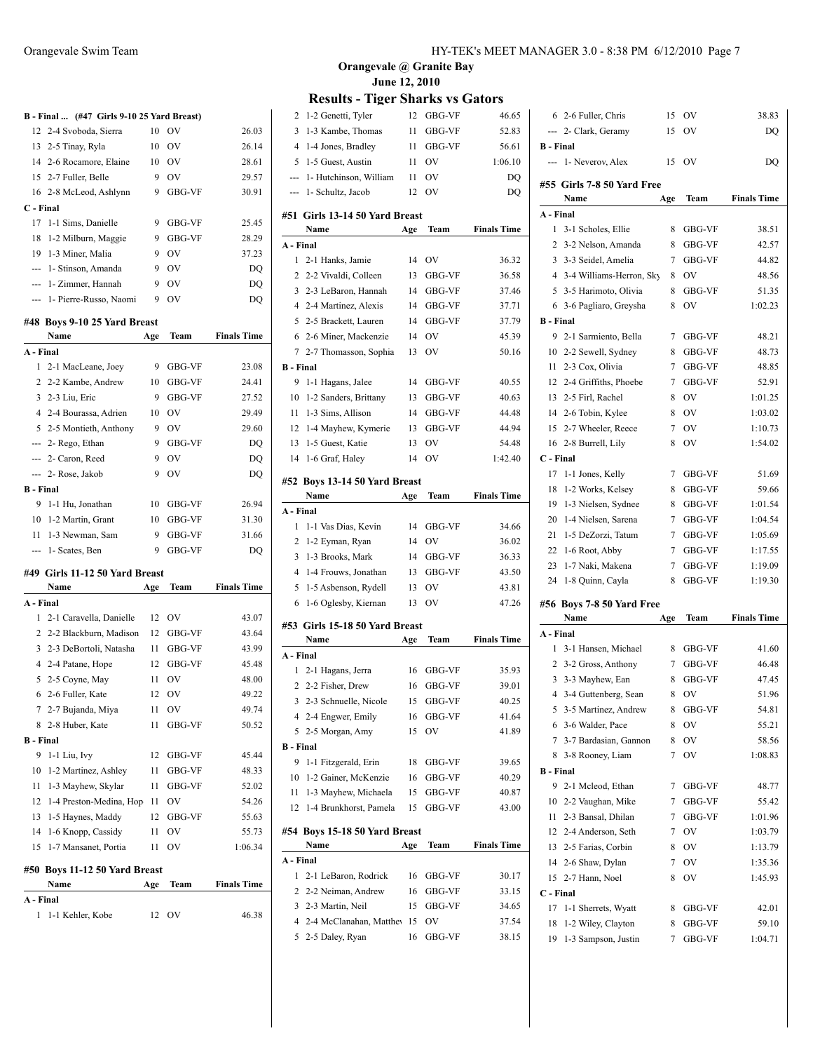## Orangevale @ Granite Bay

**June 12, 2010**

## Results - Tiger Sharks vs Gators

**B - Final ... (#47 Girls 9-10 25 Yard Breast)**

| | Name | Age | Team | Finals Time |
|---|---|---|---|---|
| 12 | 2-4 Svoboda, Sierra | 10 | OV | 26.03 |
| 13 | 2-5 Tinay, Ryla | 10 | OV | 26.14 |
| 14 | 2-6 Rocamore, Elaine | 10 | OV | 28.61 |
| 15 | 2-7 Fuller, Belle | 9 | OV | 29.57 |
| 16 | 2-8 McLeod, Ashlynn | 9 | GBG-VF | 30.91 |
| **C - Final** | | | | |
| 17 | 1-1 Sims, Danielle | 9 | GBG-VF | 25.45 |
| 18 | 1-2 Milburn, Maggie | 9 | GBG-VF | 28.29 |
| 19 | 1-3 Miner, Malia | 9 | OV | 37.23 |
| --- | 1- Stinson, Amanda | 9 | OV | DQ |
| --- | 1- Zimmer, Hannah | 9 | OV | DQ |
| --- | 1- Pierre-Russo, Naomi | 9 | OV | DQ |

### #48 Boys 9-10 25 Yard Breast

| | Name | Age | Team | Finals Time |
|---|---|---|---|---|
| **A - Final** | | | | |
| 1 | 2-1 MacLeane, Joey | 9 | GBG-VF | 23.08 |
| 2 | 2-2 Kambe, Andrew | 10 | GBG-VF | 24.41 |
| 3 | 2-3 Liu, Eric | 9 | GBG-VF | 27.52 |
| 4 | 2-4 Bourassa, Adrien | 10 | OV | 29.49 |
| 5 | 2-5 Montieth, Anthony | 9 | OV | 29.60 |
| --- | 2- Rego, Ethan | 9 | GBG-VF | DQ |
| --- | 2- Caron, Reed | 9 | OV | DQ |
| --- | 2- Rose, Jakob | 9 | OV | DQ |
| **B - Final** | | | | |
| 9 | 1-1 Hu, Jonathan | 10 | GBG-VF | 26.94 |
| 10 | 1-2 Martin, Grant | 10 | GBG-VF | 31.30 |
| 11 | 1-3 Newman, Sam | 9 | GBG-VF | 31.66 |
| --- | 1- Scates, Ben | 9 | GBG-VF | DQ |

### #49 Girls 11-12 50 Yard Breast

| | Name | Age | Team | Finals Time |
|---|---|---|---|---|
| **A - Final** | | | | |
| 1 | 2-1 Caravella, Danielle | 12 | OV | 43.07 |
| 2 | 2-2 Blackburn, Madison | 12 | GBG-VF | 43.64 |
| 3 | 2-3 DeBortoli, Natasha | 11 | GBG-VF | 43.99 |
| 4 | 2-4 Patane, Hope | 12 | GBG-VF | 45.48 |
| 5 | 2-5 Coyne, May | 11 | OV | 48.00 |
| 6 | 2-6 Fuller, Kate | 12 | OV | 49.22 |
| 7 | 2-7 Bujanda, Miya | 11 | OV | 49.74 |
| 8 | 2-8 Huber, Kate | 11 | GBG-VF | 50.52 |
| **B - Final** | | | | |
| 9 | 1-1 Liu, Ivy | 12 | GBG-VF | 45.44 |
| 10 | 1-2 Martinez, Ashley | 11 | GBG-VF | 48.33 |
| 11 | 1-3 Mayhew, Skylar | 11 | GBG-VF | 52.02 |
| 12 | 1-4 Preston-Medina, Hop | 11 | OV | 54.26 |
| 13 | 1-5 Haynes, Maddy | 12 | GBG-VF | 55.63 |
| 14 | 1-6 Knopp, Cassidy | 11 | OV | 55.73 |
| 15 | 1-7 Mansanet, Portia | 11 | OV | 1:06.34 |

### #50 Boys 11-12 50 Yard Breast

| | Name | Age | Team | Finals Time |
|---|---|---|---|---|
| **A - Final** | | | | |
| 1 | 1-1 Kehler, Kobe | 12 | OV | 46.38 |
| 2 | 1-2 Genetti, Tyler | 12 | GBG-VF | 46.65 |
| 3 | 1-3 Kambe, Thomas | 11 | GBG-VF | 52.83 |
| 4 | 1-4 Jones, Bradley | 11 | GBG-VF | 56.61 |
| 5 | 1-5 Guest, Austin | 11 | OV | 1:06.10 |
| --- | 1- Hutchinson, William | 11 | OV | DQ |
| --- | 1- Schultz, Jacob | 12 | OV | DQ |

### #51 Girls 13-14 50 Yard Breast

| | Name | Age | Team | Finals Time |
|---|---|---|---|---|
| **A - Final** | | | | |
| 1 | 2-1 Hanks, Jamie | 14 | OV | 36.32 |
| 2 | 2-2 Vivaldi, Colleen | 13 | GBG-VF | 36.58 |
| 3 | 2-3 LeBaron, Hannah | 14 | GBG-VF | 37.46 |
| 4 | 2-4 Martinez, Alexis | 14 | GBG-VF | 37.71 |
| 5 | 2-5 Brackett, Lauren | 14 | GBG-VF | 37.79 |
| 6 | 2-6 Miner, Mackenzie | 14 | OV | 45.39 |
| 7 | 2-7 Thomasson, Sophia | 13 | OV | 50.16 |
| **B - Final** | | | | |
| 9 | 1-1 Hagans, Jalee | 14 | GBG-VF | 40.55 |
| 10 | 1-2 Sanders, Brittany | 13 | GBG-VF | 40.63 |
| 11 | 1-3 Sims, Allison | 14 | GBG-VF | 44.48 |
| 12 | 1-4 Mayhew, Kymerie | 13 | GBG-VF | 44.94 |
| 13 | 1-5 Guest, Katie | 13 | OV | 54.48 |
| 14 | 1-6 Graf, Haley | 14 | OV | 1:42.40 |

### #52 Boys 13-14 50 Yard Breast

| | Name | Age | Team | Finals Time |
|---|---|---|---|---|
| **A - Final** | | | | |
| 1 | 1-1 Vas Dias, Kevin | 14 | GBG-VF | 34.66 |
| 2 | 1-2 Eyman, Ryan | 14 | OV | 36.02 |
| 3 | 1-3 Brooks, Mark | 14 | GBG-VF | 36.33 |
| 4 | 1-4 Frouws, Jonathan | 13 | GBG-VF | 43.50 |
| 5 | 1-5 Asbenson, Rydell | 13 | OV | 43.81 |
| 6 | 1-6 Oglesby, Kiernan | 13 | OV | 47.26 |

### #53 Girls 15-18 50 Yard Breast

| | Name | Age | Team | Finals Time |
|---|---|---|---|---|
| **A - Final** | | | | |
| 1 | 2-1 Hagans, Jerra | 16 | GBG-VF | 35.93 |
| 2 | 2-2 Fisher, Drew | 16 | GBG-VF | 39.01 |
| 3 | 2-3 Schnuelle, Nicole | 15 | GBG-VF | 40.25 |
| 4 | 2-4 Engwer, Emily | 16 | GBG-VF | 41.64 |
| 5 | 2-5 Morgan, Amy | 15 | OV | 41.89 |
| **B - Final** | | | | |
| 9 | 1-1 Fitzgerald, Erin | 18 | GBG-VF | 39.65 |
| 10 | 1-2 Gainer, McKenzie | 16 | GBG-VF | 40.29 |
| 11 | 1-3 Mayhew, Michaela | 15 | GBG-VF | 40.87 |
| 12 | 1-4 Brunkhorst, Pamela | 15 | GBG-VF | 43.00 |

### #54 Boys 15-18 50 Yard Breast

| | Name | Age | Team | Finals Time |
|---|---|---|---|---|
| **A - Final** | | | | |
| 1 | 2-1 LeBaron, Rodrick | 16 | GBG-VF | 30.17 |
| 2 | 2-2 Neiman, Andrew | 16 | GBG-VF | 33.15 |
| 3 | 2-3 Martin, Neil | 15 | GBG-VF | 34.65 |
| 4 | 2-4 McClanahan, Matthew | 15 | OV | 37.54 |
| 5 | 2-5 Daley, Ryan | 16 | GBG-VF | 38.15 |
| 6 | 2-6 Fuller, Chris | 15 | OV | 38.83 |
| --- | 2- Clark, Geramy | 15 | OV | DQ |
| **B - Final** | | | | |
| --- | 1- Neverov, Alex | 15 | OV | DQ |

### #55 Girls 7-8 50 Yard Free

| | Name | Age | Team | Finals Time |
|---|---|---|---|---|
| **A - Final** | | | | |
| 1 | 3-1 Scholes, Ellie | 8 | GBG-VF | 38.51 |
| 2 | 3-2 Nelson, Amanda | 8 | GBG-VF | 42.57 |
| 3 | 3-3 Seidel, Amelia | 7 | GBG-VF | 44.82 |
| 4 | 3-4 Williams-Herron, Sky | 8 | OV | 48.56 |
| 5 | 3-5 Harimoto, Olivia | 8 | GBG-VF | 51.35 |
| 6 | 3-6 Pagliaro, Greysha | 8 | OV | 1:02.23 |
| **B - Final** | | | | |
| 9 | 2-1 Sarmiento, Bella | 7 | GBG-VF | 48.21 |
| 10 | 2-2 Sewell, Sydney | 8 | GBG-VF | 48.73 |
| 11 | 2-3 Cox, Olivia | 7 | GBG-VF | 48.85 |
| 12 | 2-4 Griffiths, Phoebe | 7 | GBG-VF | 52.91 |
| 13 | 2-5 Firl, Rachel | 8 | OV | 1:01.25 |
| 14 | 2-6 Tobin, Kylee | 8 | OV | 1:03.02 |
| 15 | 2-7 Wheeler, Reece | 7 | OV | 1:10.73 |
| 16 | 2-8 Burrell, Lily | 8 | OV | 1:54.02 |
| **C - Final** | | | | |
| 17 | 1-1 Jones, Kelly | 7 | GBG-VF | 51.69 |
| 18 | 1-2 Works, Kelsey | 8 | GBG-VF | 59.66 |
| 19 | 1-3 Nielsen, Sydnee | 8 | GBG-VF | 1:01.54 |
| 20 | 1-4 Nielsen, Sarena | 7 | GBG-VF | 1:04.54 |
| 21 | 1-5 DeZorzi, Tatum | 7 | GBG-VF | 1:05.69 |
| 22 | 1-6 Root, Abby | 7 | GBG-VF | 1:17.55 |
| 23 | 1-7 Naki, Makena | 7 | GBG-VF | 1:19.09 |
| 24 | 1-8 Quinn, Cayla | 8 | GBG-VF | 1:19.30 |

### #56 Boys 7-8 50 Yard Free

| | Name | Age | Team | Finals Time |
|---|---|---|---|---|
| **A - Final** | | | | |
| 1 | 3-1 Hansen, Michael | 8 | GBG-VF | 41.60 |
| 2 | 3-2 Gross, Anthony | 7 | GBG-VF | 46.48 |
| 3 | 3-3 Mayhew, Ean | 8 | GBG-VF | 47.45 |
| 4 | 3-4 Guttenberg, Sean | 8 | OV | 51.96 |
| 5 | 3-5 Martinez, Andrew | 8 | GBG-VF | 54.81 |
| 6 | 3-6 Walder, Pace | 8 | OV | 55.21 |
| 7 | 3-7 Bardasian, Gannon | 8 | OV | 58.56 |
| 8 | 3-8 Rooney, Liam | 7 | OV | 1:08.83 |
| **B - Final** | | | | |
| 9 | 2-1 Mcleod, Ethan | 7 | GBG-VF | 48.77 |
| 10 | 2-2 Vaughan, Mike | 7 | GBG-VF | 55.42 |
| 11 | 2-3 Bansal, Dhilan | 7 | GBG-VF | 1:01.96 |
| 12 | 2-4 Anderson, Seth | 7 | OV | 1:03.79 |
| 13 | 2-5 Farias, Corbin | 8 | OV | 1:13.79 |
| 14 | 2-6 Shaw, Dylan | 7 | OV | 1:35.36 |
| 15 | 2-7 Hann, Noel | 8 | OV | 1:45.93 |
| **C - Final** | | | | |
| 17 | 1-1 Sherrets, Wyatt | 8 | GBG-VF | 42.01 |
| 18 | 1-2 Wiley, Clayton | 8 | GBG-VF | 59.10 |
| 19 | 1-3 Sampson, Justin | 7 | GBG-VF | 1:04.71 |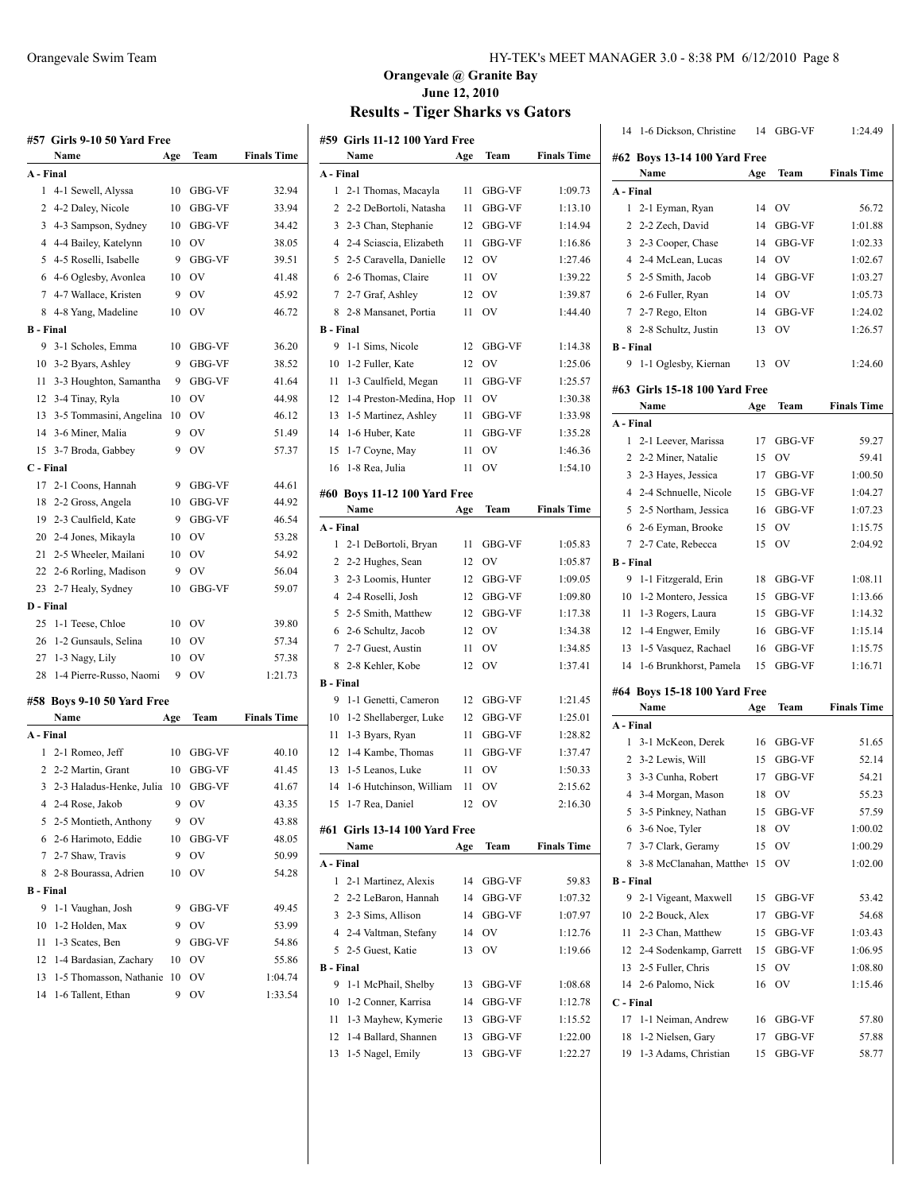## Orangevale @ Granite Bay

**June 12, 2010**

## Results - Tiger Sharks vs Gators

### #57 Girls 9-10 50 Yard Free

| | Name | Age | Team | Finals Time |
|---|---|---|---|---|
| **A - Final** | | | | |
| 1 | 4-1 Sewell, Alyssa | 10 | GBG-VF | 32.94 |
| 2 | 4-2 Daley, Nicole | 10 | GBG-VF | 33.94 |
| 3 | 4-3 Sampson, Sydney | 10 | GBG-VF | 34.42 |
| 4 | 4-4 Bailey, Katelynn | 10 | OV | 38.05 |
| 5 | 4-5 Roselli, Isabelle | 9 | GBG-VF | 39.51 |
| 6 | 4-6 Oglesby, Avonlea | 10 | OV | 41.48 |
| 7 | 4-7 Wallace, Kristen | 9 | OV | 45.92 |
| 8 | 4-8 Yang, Madeline | 10 | OV | 46.72 |
| **B - Final** | | | | |
| 9 | 3-1 Scholes, Emma | 10 | GBG-VF | 36.20 |
| 10 | 3-2 Byars, Ashley | 9 | GBG-VF | 38.52 |
| 11 | 3-3 Houghton, Samantha | 9 | GBG-VF | 41.64 |
| 12 | 3-4 Tinay, Ryla | 10 | OV | 44.98 |
| 13 | 3-5 Tommasini, Angelina | 10 | OV | 46.12 |
| 14 | 3-6 Miner, Malia | 9 | OV | 51.49 |
| 15 | 3-7 Broda, Gabbey | 9 | OV | 57.37 |
| **C - Final** | | | | |
| 17 | 2-1 Coons, Hannah | 9 | GBG-VF | 44.61 |
| 18 | 2-2 Gross, Angela | 10 | GBG-VF | 44.92 |
| 19 | 2-3 Caulfield, Kate | 9 | GBG-VF | 46.54 |
| 20 | 2-4 Jones, Mikayla | 10 | OV | 53.28 |
| 21 | 2-5 Wheeler, Mailani | 10 | OV | 54.92 |
| 22 | 2-6 Rorling, Madison | 9 | OV | 56.04 |
| 23 | 2-7 Healy, Sydney | 10 | GBG-VF | 59.07 |
| **D - Final** | | | | |
| 25 | 1-1 Teese, Chloe | 10 | OV | 39.80 |
| 26 | 1-2 Gunsauls, Selina | 10 | OV | 57.34 |
| 27 | 1-3 Nagy, Lily | 10 | OV | 57.38 |
| 28 | 1-4 Pierre-Russo, Naomi | 9 | OV | 1:21.73 |

### #58 Boys 9-10 50 Yard Free

| | Name | Age | Team | Finals Time |
|---|---|---|---|---|
| **A - Final** | | | | |
| 1 | 2-1 Romeo, Jeff | 10 | GBG-VF | 40.10 |
| 2 | 2-2 Martin, Grant | 10 | GBG-VF | 41.45 |
| 3 | 2-3 Haladus-Henke, Julia | 10 | GBG-VF | 41.67 |
| 4 | 2-4 Rose, Jakob | 9 | OV | 43.35 |
| 5 | 2-5 Montieth, Anthony | 9 | OV | 43.88 |
| 6 | 2-6 Harimoto, Eddie | 10 | GBG-VF | 48.05 |
| 7 | 2-7 Shaw, Travis | 9 | OV | 50.99 |
| 8 | 2-8 Bourassa, Adrien | 10 | OV | 54.28 |
| **B - Final** | | | | |
| 9 | 1-1 Vaughan, Josh | 9 | GBG-VF | 49.45 |
| 10 | 1-2 Holden, Max | 9 | OV | 53.99 |
| 11 | 1-3 Scates, Ben | 9 | GBG-VF | 54.86 |
| 12 | 1-4 Bardasian, Zachary | 10 | OV | 55.86 |
| 13 | 1-5 Thomasson, Nathanie | 10 | OV | 1:04.74 |
| 14 | 1-6 Tallent, Ethan | 9 | OV | 1:33.54 |

### #59 Girls 11-12 100 Yard Free

| | Name | Age | Team | Finals Time |
|---|---|---|---|---|
| **A - Final** | | | | |
| 1 | 2-1 Thomas, Macayla | 11 | GBG-VF | 1:09.73 |
| 2 | 2-2 DeBortoli, Natasha | 11 | GBG-VF | 1:13.10 |
| 3 | 2-3 Chan, Stephanie | 12 | GBG-VF | 1:14.94 |
| 4 | 2-4 Sciascia, Elizabeth | 11 | GBG-VF | 1:16.86 |
| 5 | 2-5 Caravella, Danielle | 12 | OV | 1:27.46 |
| 6 | 2-6 Thomas, Claire | 11 | OV | 1:39.22 |
| 7 | 2-7 Graf, Ashley | 12 | OV | 1:39.87 |
| 8 | 2-8 Mansanet, Portia | 11 | OV | 1:44.40 |
| **B - Final** | | | | |
| 9 | 1-1 Sims, Nicole | 12 | GBG-VF | 1:14.38 |
| 10 | 1-2 Fuller, Kate | 12 | OV | 1:25.06 |
| 11 | 1-3 Caulfield, Megan | 11 | GBG-VF | 1:25.57 |
| 12 | 1-4 Preston-Medina, Hop | 11 | OV | 1:30.38 |
| 13 | 1-5 Martinez, Ashley | 11 | GBG-VF | 1:33.98 |
| 14 | 1-6 Huber, Kate | 11 | GBG-VF | 1:35.28 |
| 15 | 1-7 Coyne, May | 11 | OV | 1:46.36 |
| 16 | 1-8 Rea, Julia | 11 | OV | 1:54.10 |

### #60 Boys 11-12 100 Yard Free

| | Name | Age | Team | Finals Time |
|---|---|---|---|---|
| **A - Final** | | | | |
| 1 | 2-1 DeBortoli, Bryan | 11 | GBG-VF | 1:05.83 |
| 2 | 2-2 Hughes, Sean | 12 | OV | 1:05.87 |
| 3 | 2-3 Loomis, Hunter | 12 | GBG-VF | 1:09.05 |
| 4 | 2-4 Roselli, Josh | 12 | GBG-VF | 1:09.80 |
| 5 | 2-5 Smith, Matthew | 12 | GBG-VF | 1:17.38 |
| 6 | 2-6 Schultz, Jacob | 12 | OV | 1:34.38 |
| 7 | 2-7 Guest, Austin | 11 | OV | 1:34.85 |
| 8 | 2-8 Kehler, Kobe | 12 | OV | 1:37.41 |
| **B - Final** | | | | |
| 9 | 1-1 Genetti, Cameron | 12 | GBG-VF | 1:21.45 |
| 10 | 1-2 Shellaberger, Luke | 12 | GBG-VF | 1:25.01 |
| 11 | 1-3 Byars, Ryan | 11 | GBG-VF | 1:28.82 |
| 12 | 1-4 Kambe, Thomas | 11 | GBG-VF | 1:37.47 |
| 13 | 1-5 Leanos, Luke | 11 | OV | 1:50.33 |
| 14 | 1-6 Hutchinson, William | 11 | OV | 2:15.62 |
| 15 | 1-7 Rea, Daniel | 12 | OV | 2:16.30 |

### #61 Girls 13-14 100 Yard Free

| | Name | Age | Team | Finals Time |
|---|---|---|---|---|
| **A - Final** | | | | |
| 1 | 2-1 Martinez, Alexis | 14 | GBG-VF | 59.83 |
| 2 | 2-2 LeBaron, Hannah | 14 | GBG-VF | 1:07.32 |
| 3 | 2-3 Sims, Allison | 14 | GBG-VF | 1:07.97 |
| 4 | 2-4 Valtman, Stefany | 14 | OV | 1:12.76 |
| 5 | 2-5 Guest, Katie | 13 | OV | 1:19.66 |
| **B - Final** | | | | |
| 9 | 1-1 McPhail, Shelby | 13 | GBG-VF | 1:08.68 |
| 10 | 1-2 Conner, Karrisa | 14 | GBG-VF | 1:12.78 |
| 11 | 1-3 Mayhew, Kymerie | 13 | GBG-VF | 1:15.52 |
| 12 | 1-4 Ballard, Shannen | 13 | GBG-VF | 1:22.00 |
| 13 | 1-5 Nagel, Emily | 13 | GBG-VF | 1:22.27 |
| 14 | 1-6 Dickson, Christine | 14 | GBG-VF | 1:24.49 |

### #62 Boys 13-14 100 Yard Free

| | Name | Age | Team | Finals Time |
|---|---|---|---|---|
| **A - Final** | | | | |
| 1 | 2-1 Eyman, Ryan | 14 | OV | 56.72 |
| 2 | 2-2 Zech, David | 14 | GBG-VF | 1:01.88 |
| 3 | 2-3 Cooper, Chase | 14 | GBG-VF | 1:02.33 |
| 4 | 2-4 McLean, Lucas | 14 | OV | 1:02.67 |
| 5 | 2-5 Smith, Jacob | 14 | GBG-VF | 1:03.27 |
| 6 | 2-6 Fuller, Ryan | 14 | OV | 1:05.73 |
| 7 | 2-7 Rego, Elton | 14 | GBG-VF | 1:24.02 |
| 8 | 2-8 Schultz, Justin | 13 | OV | 1:26.57 |
| **B - Final** | | | | |
| 9 | 1-1 Oglesby, Kiernan | 13 | OV | 1:24.60 |

### #63 Girls 15-18 100 Yard Free

| | Name | Age | Team | Finals Time |
|---|---|---|---|---|
| **A - Final** | | | | |
| 1 | 2-1 Leever, Marissa | 17 | GBG-VF | 59.27 |
| 2 | 2-2 Miner, Natalie | 15 | OV | 59.41 |
| 3 | 2-3 Hayes, Jessica | 17 | GBG-VF | 1:00.50 |
| 4 | 2-4 Schnuelle, Nicole | 15 | GBG-VF | 1:04.27 |
| 5 | 2-5 Northam, Jessica | 16 | GBG-VF | 1:07.23 |
| 6 | 2-6 Eyman, Brooke | 15 | OV | 1:15.75 |
| 7 | 2-7 Cate, Rebecca | 15 | OV | 2:04.92 |
| **B - Final** | | | | |
| 9 | 1-1 Fitzgerald, Erin | 18 | GBG-VF | 1:08.11 |
| 10 | 1-2 Montero, Jessica | 15 | GBG-VF | 1:13.66 |
| 11 | 1-3 Rogers, Laura | 15 | GBG-VF | 1:14.32 |
| 12 | 1-4 Engwer, Emily | 16 | GBG-VF | 1:15.14 |
| 13 | 1-5 Vasquez, Rachael | 16 | GBG-VF | 1:15.75 |
| 14 | 1-6 Brunkhorst, Pamela | 15 | GBG-VF | 1:16.71 |

### #64 Boys 15-18 100 Yard Free

| | Name | Age | Team | Finals Time |
|---|---|---|---|---|
| **A - Final** | | | | |
| 1 | 3-1 McKeon, Derek | 16 | GBG-VF | 51.65 |
| 2 | 3-2 Lewis, Will | 15 | GBG-VF | 52.14 |
| 3 | 3-3 Cunha, Robert | 17 | GBG-VF | 54.21 |
| 4 | 3-4 Morgan, Mason | 18 | OV | 55.23 |
| 5 | 3-5 Pinkney, Nathan | 15 | GBG-VF | 57.59 |
| 6 | 3-6 Noe, Tyler | 18 | OV | 1:00.02 |
| 7 | 3-7 Clark, Geramy | 15 | OV | 1:00.29 |
| 8 | 3-8 McClanahan, Matthev | 15 | OV | 1:02.00 |
| **B - Final** | | | | |
| 9 | 2-1 Vigeant, Maxwell | 15 | GBG-VF | 53.42 |
| 10 | 2-2 Bouck, Alex | 17 | GBG-VF | 54.68 |
| 11 | 2-3 Chan, Matthew | 15 | GBG-VF | 1:03.43 |
| 12 | 2-4 Sodenkamp, Garrett | 15 | GBG-VF | 1:06.95 |
| 13 | 2-5 Fuller, Chris | 15 | OV | 1:08.80 |
| 14 | 2-6 Palomo, Nick | 16 | OV | 1:15.46 |
| **C - Final** | | | | |
| 17 | 1-1 Neiman, Andrew | 16 | GBG-VF | 57.80 |
| 18 | 1-2 Nielsen, Gary | 17 | GBG-VF | 57.88 |
| 19 | 1-3 Adams, Christian | 15 | GBG-VF | 58.77 |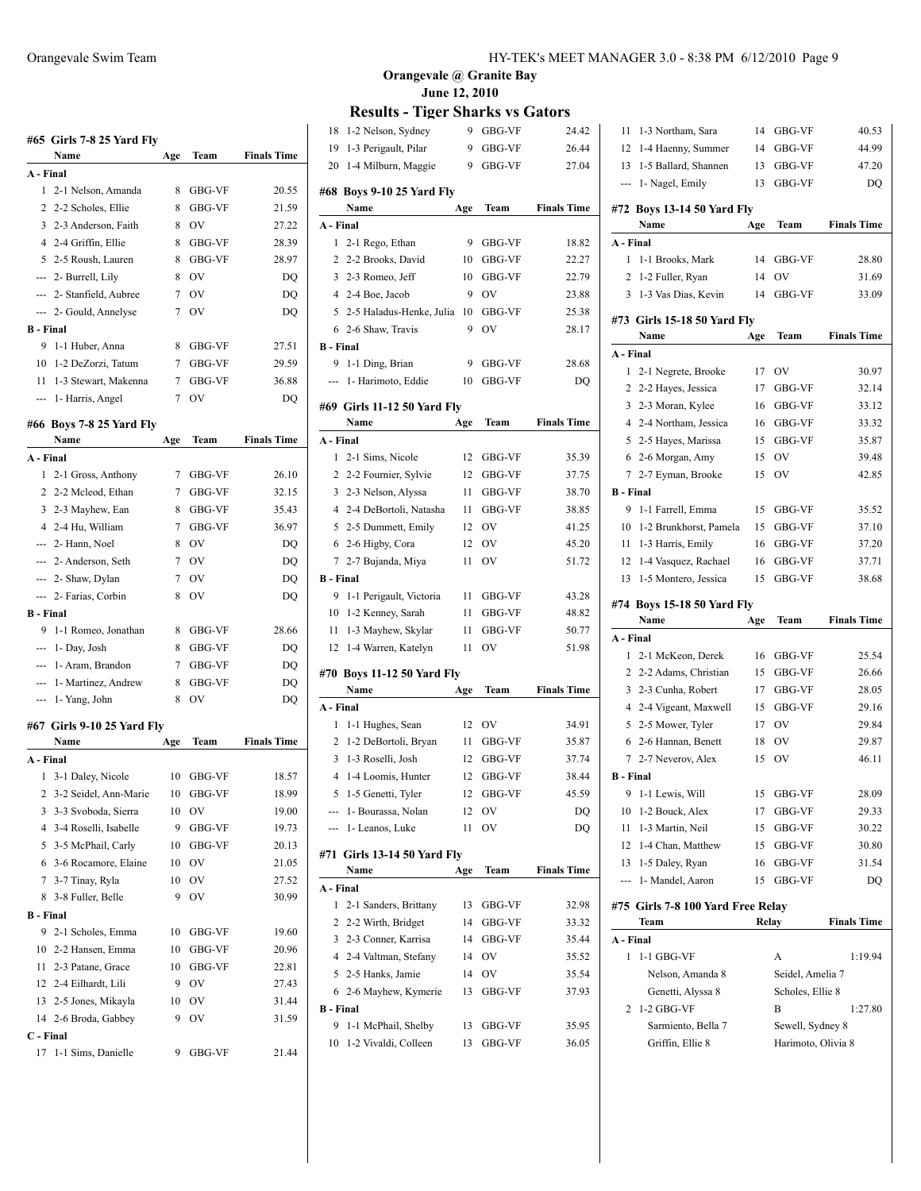**Orangevale @ Granite Bay**
**June 12, 2010**

## Results - Tiger Sharks vs Gators

### #65 Girls 7-8 25 Yard Fly

| | Name | Age | Team | Finals Time |
|---|---|---|---|---|
| **A - Final** | | | | |
| 1 | 2-1 Nelson, Amanda | 8 | GBG-VF | 20.55 |
| 2 | 2-2 Scholes, Ellie | 8 | GBG-VF | 21.59 |
| 3 | 2-3 Anderson, Faith | 8 | OV | 27.22 |
| 4 | 2-4 Griffin, Ellie | 8 | GBG-VF | 28.39 |
| 5 | 2-5 Roush, Lauren | 8 | GBG-VF | 28.97 |
| --- | 2- Burrell, Lily | 8 | OV | DQ |
| --- | 2- Stanfield, Aubree | 7 | OV | DQ |
| --- | 2- Gould, Annelyse | 7 | OV | DQ |
| **B - Final** | | | | |
| 9 | 1-1 Huber, Anna | 8 | GBG-VF | 27.51 |
| 10 | 1-2 DeZorzi, Tatum | 7 | GBG-VF | 29.59 |
| 11 | 1-3 Stewart, Makenna | 7 | GBG-VF | 36.88 |
| --- | 1- Harris, Angel | 7 | OV | DQ |

### #66 Boys 7-8 25 Yard Fly

| | Name | Age | Team | Finals Time |
|---|---|---|---|---|
| **A - Final** | | | | |
| 1 | 2-1 Gross, Anthony | 7 | GBG-VF | 26.10 |
| 2 | 2-2 Mcleod, Ethan | 7 | GBG-VF | 32.15 |
| 3 | 2-3 Mayhew, Ean | 8 | GBG-VF | 35.43 |
| 4 | 2-4 Hu, William | 7 | GBG-VF | 36.97 |
| --- | 2- Hann, Noel | 8 | OV | DQ |
| --- | 2- Anderson, Seth | 7 | OV | DQ |
| --- | 2- Shaw, Dylan | 7 | OV | DQ |
| --- | 2- Farias, Corbin | 8 | OV | DQ |
| **B - Final** | | | | |
| 9 | 1-1 Romeo, Jonathan | 8 | GBG-VF | 28.66 |
| --- | 1- Day, Josh | 8 | GBG-VF | DQ |
| --- | 1- Aram, Brandon | 7 | GBG-VF | DQ |
| --- | 1- Martinez, Andrew | 8 | GBG-VF | DQ |
| --- | 1- Yang, John | 8 | OV | DQ |

### #67 Girls 9-10 25 Yard Fly

| | Name | Age | Team | Finals Time |
|---|---|---|---|---|
| **A - Final** | | | | |
| 1 | 3-1 Daley, Nicole | 10 | GBG-VF | 18.57 |
| 2 | 3-2 Seidel, Ann-Marie | 10 | GBG-VF | 18.99 |
| 3 | 3-3 Svoboda, Sierra | 10 | OV | 19.00 |
| 4 | 3-4 Roselli, Isabelle | 9 | GBG-VF | 19.73 |
| 5 | 3-5 McPhail, Carly | 10 | GBG-VF | 20.13 |
| 6 | 3-6 Rocamore, Elaine | 10 | OV | 21.05 |
| 7 | 3-7 Tinay, Ryla | 10 | OV | 27.52 |
| 8 | 3-8 Fuller, Belle | 9 | OV | 30.99 |
| **B - Final** | | | | |
| 9 | 2-1 Scholes, Emma | 10 | GBG-VF | 19.60 |
| 10 | 2-2 Hansen, Emma | 10 | GBG-VF | 20.96 |
| 11 | 2-3 Patane, Grace | 10 | GBG-VF | 22.81 |
| 12 | 2-4 Eilhardt, Lili | 9 | OV | 27.43 |
| 13 | 2-5 Jones, Mikayla | 10 | OV | 31.44 |
| 14 | 2-6 Broda, Gabbey | 9 | OV | 31.59 |
| **C - Final** | | | | |
| 17 | 1-1 Sims, Danielle | 9 | GBG-VF | 21.44 |
| 18 | 1-2 Nelson, Sydney | 9 | GBG-VF | 24.42 |
| 19 | 1-3 Perigault, Pilar | 9 | GBG-VF | 26.44 |
| 20 | 1-4 Milburn, Maggie | 9 | GBG-VF | 27.04 |

### #68 Boys 9-10 25 Yard Fly

| | Name | Age | Team | Finals Time |
|---|---|---|---|---|
| **A - Final** | | | | |
| 1 | 2-1 Rego, Ethan | 9 | GBG-VF | 18.82 |
| 2 | 2-2 Brooks, David | 10 | GBG-VF | 22.27 |
| 3 | 2-3 Romeo, Jeff | 10 | GBG-VF | 22.79 |
| 4 | 2-4 Boe, Jacob | 9 | OV | 23.88 |
| 5 | 2-5 Haladus-Henke, Julia | 10 | GBG-VF | 25.38 |
| 6 | 2-6 Shaw, Travis | 9 | OV | 28.17 |
| **B - Final** | | | | |
| 9 | 1-1 Ding, Brian | 9 | GBG-VF | 28.68 |
| --- | 1- Harimoto, Eddie | 10 | GBG-VF | DQ |

### #69 Girls 11-12 50 Yard Fly

| | Name | Age | Team | Finals Time |
|---|---|---|---|---|
| **A - Final** | | | | |
| 1 | 2-1 Sims, Nicole | 12 | GBG-VF | 35.39 |
| 2 | 2-2 Fournier, Sylvie | 12 | GBG-VF | 37.75 |
| 3 | 2-3 Nelson, Alyssa | 11 | GBG-VF | 38.70 |
| 4 | 2-4 DeBortoli, Natasha | 11 | GBG-VF | 38.85 |
| 5 | 2-5 Dummett, Emily | 12 | OV | 41.25 |
| 6 | 2-6 Higby, Cora | 12 | OV | 45.20 |
| 7 | 2-7 Bujanda, Miya | 11 | OV | 51.72 |
| **B - Final** | | | | |
| 9 | 1-1 Perigault, Victoria | 11 | GBG-VF | 43.28 |
| 10 | 1-2 Kenney, Sarah | 11 | GBG-VF | 48.82 |
| 11 | 1-3 Mayhew, Skylar | 11 | GBG-VF | 50.77 |
| 12 | 1-4 Warren, Katelyn | 11 | OV | 51.98 |

### #70 Boys 11-12 50 Yard Fly

| | Name | Age | Team | Finals Time |
|---|---|---|---|---|
| **A - Final** | | | | |
| 1 | 1-1 Hughes, Sean | 12 | OV | 34.91 |
| 2 | 1-2 DeBortoli, Bryan | 11 | GBG-VF | 35.87 |
| 3 | 1-3 Roselli, Josh | 12 | GBG-VF | 37.74 |
| 4 | 1-4 Loomis, Hunter | 12 | GBG-VF | 38.44 |
| 5 | 1-5 Genetti, Tyler | 12 | GBG-VF | 45.59 |
| --- | 1- Bourassa, Nolan | 12 | OV | DQ |
| --- | 1- Leanos, Luke | 11 | OV | DQ |

### #71 Girls 13-14 50 Yard Fly

| | Name | Age | Team | Finals Time |
|---|---|---|---|---|
| **A - Final** | | | | |
| 1 | 2-1 Sanders, Brittany | 13 | GBG-VF | 32.98 |
| 2 | 2-2 Wirth, Bridget | 14 | GBG-VF | 33.32 |
| 3 | 2-3 Conner, Karrisa | 14 | GBG-VF | 35.44 |
| 4 | 2-4 Valtman, Stefany | 14 | OV | 35.52 |
| 5 | 2-5 Hanks, Jamie | 14 | OV | 35.54 |
| 6 | 2-6 Mayhew, Kymerie | 13 | GBG-VF | 37.93 |
| **B - Final** | | | | |
| 9 | 1-1 McPhail, Shelby | 13 | GBG-VF | 35.95 |
| 10 | 1-2 Vivaldi, Colleen | 13 | GBG-VF | 36.05 |
| 11 | 1-3 Northam, Sara | 14 | GBG-VF | 40.53 |
| 12 | 1-4 Haenny, Summer | 14 | GBG-VF | 44.99 |
| 13 | 1-5 Ballard, Shannen | 13 | GBG-VF | 47.20 |
| --- | 1- Nagel, Emily | 13 | GBG-VF | DQ |

### #72 Boys 13-14 50 Yard Fly

| | Name | Age | Team | Finals Time |
|---|---|---|---|---|
| **A - Final** | | | | |
| 1 | 1-1 Brooks, Mark | 14 | GBG-VF | 28.80 |
| 2 | 1-2 Fuller, Ryan | 14 | OV | 31.69 |
| 3 | 1-3 Vas Dias, Kevin | 14 | GBG-VF | 33.09 |

### #73 Girls 15-18 50 Yard Fly

| | Name | Age | Team | Finals Time |
|---|---|---|---|---|
| **A - Final** | | | | |
| 1 | 2-1 Negrete, Brooke | 17 | OV | 30.97 |
| 2 | 2-2 Hayes, Jessica | 17 | GBG-VF | 32.14 |
| 3 | 2-3 Moran, Kylee | 16 | GBG-VF | 33.12 |
| 4 | 2-4 Northam, Jessica | 16 | GBG-VF | 33.32 |
| 5 | 2-5 Hayes, Marissa | 15 | GBG-VF | 35.87 |
| 6 | 2-6 Morgan, Amy | 15 | OV | 39.48 |
| 7 | 2-7 Eyman, Brooke | 15 | OV | 42.85 |
| **B - Final** | | | | |
| 9 | 1-1 Farrell, Emma | 15 | GBG-VF | 35.52 |
| 10 | 1-2 Brunkhorst, Pamela | 15 | GBG-VF | 37.10 |
| 11 | 1-3 Harris, Emily | 16 | GBG-VF | 37.20 |
| 12 | 1-4 Vasquez, Rachael | 16 | GBG-VF | 37.71 |
| 13 | 1-5 Montero, Jessica | 15 | GBG-VF | 38.68 |

### #74 Boys 15-18 50 Yard Fly

| | Name | Age | Team | Finals Time |
|---|---|---|---|---|
| **A - Final** | | | | |
| 1 | 2-1 McKeon, Derek | 16 | GBG-VF | 25.54 |
| 2 | 2-2 Adams, Christian | 15 | GBG-VF | 26.66 |
| 3 | 2-3 Cunha, Robert | 17 | GBG-VF | 28.05 |
| 4 | 2-4 Vigeant, Maxwell | 15 | GBG-VF | 29.16 |
| 5 | 2-5 Mower, Tyler | 17 | OV | 29.84 |
| 6 | 2-6 Hannan, Benett | 18 | OV | 29.87 |
| 7 | 2-7 Neverov, Alex | 15 | OV | 46.11 |
| **B - Final** | | | | |
| 9 | 1-1 Lewis, Will | 15 | GBG-VF | 28.09 |
| 10 | 1-2 Bouck, Alex | 17 | GBG-VF | 29.33 |
| 11 | 1-3 Martin, Neil | 15 | GBG-VF | 30.22 |
| 12 | 1-4 Chan, Matthew | 15 | GBG-VF | 30.80 |
| 13 | 1-5 Daley, Ryan | 16 | GBG-VF | 31.54 |
| --- | 1- Mandel, Aaron | 15 | GBG-VF | DQ |

### #75 Girls 7-8 100 Yard Free Relay

| | Team | Relay | Finals Time |
|---|---|---|---|
| **A - Final** | | | |
| 1 | 1-1 GBG-VF | A | 1:19.94 |
| | Nelson, Amanda 8 | Seidel, Amelia 7 | |
| | Genetti, Alyssa 8 | Scholes, Ellie 8 | |
| 2 | 1-2 GBG-VF | B | 1:27.80 |
| | Sarmiento, Bella 7 | Sewell, Sydney 8 | |
| | Griffin, Ellie 8 | Harimoto, Olivia 8 | |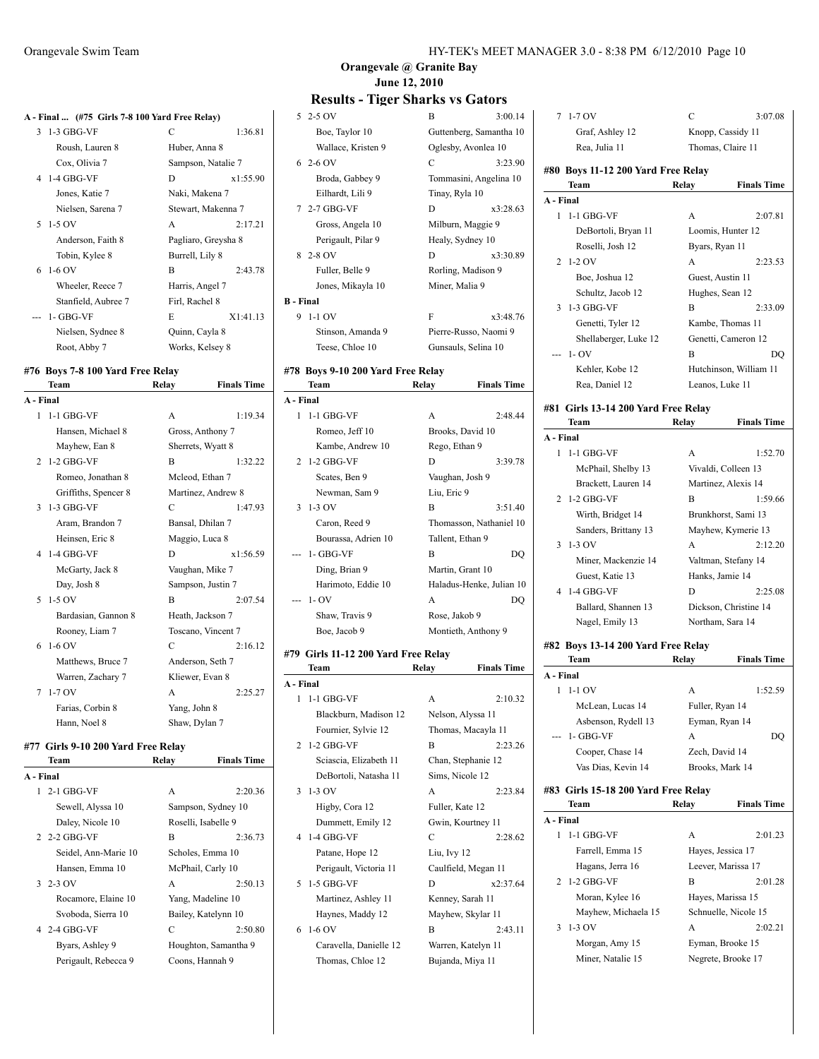## Orangevale @ Granite Bay

## June 12, 2010

## Results - Tiger Sharks vs Gators

### A - Final ... (#75 Girls 7-8 100 Yard Free Relay)

| Place | Team | Relay | Finals Time |
|---|---|---|---|
| 3 | 1-3 GBG-VF | C | 1:36.81 |
| | Roush, Lauren 8; Huber, Anna 8; Cox, Olivia 7; Sampson, Natalie 7 | | |
| 4 | 1-4 GBG-VF | D | x1:55.90 |
| | Jones, Katie 7; Naki, Makena 7; Nielsen, Sarena 7; Stewart, Makenna 7 | | |
| 5 | 1-5 OV | A | 2:17.21 |
| | Anderson, Faith 8; Pagliaro, Greysha 8; Tobin, Kylee 8; Burrell, Lily 8 | | |
| 6 | 1-6 OV | B | 2:43.78 |
| | Wheeler, Reece 7; Harris, Angel 7; Stanfield, Aubree 7; Firl, Rachel 8 | | |
| --- | 1- GBG-VF | E | X1:41.13 |
| | Nielsen, Sydnee 8; Quinn, Cayla 8; Root, Abby 7; Works, Kelsey 8 | | |

### #76 Boys 7-8 100 Yard Free Relay

| Place | Team | Relay | Finals Time |
|---|---|---|---|
| **A - Final** | | | |
| 1 | 1-1 GBG-VF | A | 1:19.34 |
| | Hansen, Michael 8; Gross, Anthony 7; Mayhew, Ean 8; Sherrets, Wyatt 8 | | |
| 2 | 1-2 GBG-VF | B | 1:32.22 |
| | Romeo, Jonathan 8; Mcleod, Ethan 7; Griffiths, Spencer 8; Martinez, Andrew 8 | | |
| 3 | 1-3 GBG-VF | C | 1:47.93 |
| | Aram, Brandon 7; Bansal, Dhilan 7; Heinsen, Eric 8; Maggio, Luca 8 | | |
| 4 | 1-4 GBG-VF | D | x1:56.59 |
| | McGarty, Jack 8; Vaughan, Mike 7; Day, Josh 8; Sampson, Justin 7 | | |
| 5 | 1-5 OV | B | 2:07.54 |
| | Bardasian, Gannon 8; Heath, Jackson 7; Rooney, Liam 7; Toscano, Vincent 7 | | |
| 6 | 1-6 OV | C | 2:16.12 |
| | Matthews, Bruce 7; Anderson, Seth 7; Warren, Zachary 7; Kliewer, Evan 8 | | |
| 7 | 1-7 OV | A | 2:25.27 |
| | Farias, Corbin 8; Yang, John 8; Hann, Noel 8; Shaw, Dylan 7 | | |

### #77 Girls 9-10 200 Yard Free Relay

| Place | Team | Relay | Finals Time |
|---|---|---|---|
| **A - Final** | | | |
| 1 | 2-1 GBG-VF | A | 2:20.36 |
| | Sewell, Alyssa 10; Sampson, Sydney 10; Daley, Nicole 10; Roselli, Isabelle 9 | | |
| 2 | 2-2 GBG-VF | B | 2:36.73 |
| | Seidel, Ann-Marie 10; Scholes, Emma 10; Hansen, Emma 10; McPhail, Carly 10 | | |
| 3 | 2-3 OV | A | 2:50.13 |
| | Rocamore, Elaine 10; Yang, Madeline 10; Svoboda, Sierra 10; Bailey, Katelynn 10 | | |
| 4 | 2-4 GBG-VF | C | 2:50.80 |
| | Byars, Ashley 9; Houghton, Samantha 9; Perigault, Rebecca 9; Coons, Hannah 9 | | |
| 5 | 2-5 OV | B | 3:00.14 |
| | Boe, Taylor 10; Guttenberg, Samantha 10; Wallace, Kristen 9; Oglesby, Avonlea 10 | | |
| 6 | 2-6 OV | C | 3:23.90 |
| | Broda, Gabbey 9; Tommasini, Angelina 10; Eilhardt, Lili 9; Tinay, Ryla 10 | | |
| 7 | 2-7 GBG-VF | D | x3:28.63 |
| | Gross, Angela 10; Milburn, Maggie 9; Perigault, Pilar 9; Healy, Sydney 10 | | |
| 8 | 2-8 OV | D | x3:30.89 |
| | Fuller, Belle 9; Rorling, Madison 9; Jones, Mikayla 10; Miner, Malia 9 | | |
| **B - Final** | | | |
| 9 | 1-1 OV | F | x3:48.76 |
| | Stinson, Amanda 9; Pierre-Russo, Naomi 9; Teese, Chloe 10; Gunsauls, Selina 10 | | |

### #78 Boys 9-10 200 Yard Free Relay

| Place | Team | Relay | Finals Time |
|---|---|---|---|
| **A - Final** | | | |
| 1 | 1-1 GBG-VF | A | 2:48.44 |
| | Romeo, Jeff 10; Brooks, David 10; Kambe, Andrew 10; Rego, Ethan 9 | | |
| 2 | 1-2 GBG-VF | D | 3:39.78 |
| | Scates, Ben 9; Vaughan, Josh 9; Newman, Sam 9; Liu, Eric 9 | | |
| 3 | 1-3 OV | B | 3:51.40 |
| | Caron, Reed 9; Thomasson, Nathaniel 10; Bourassa, Adrien 10; Tallent, Ethan 9 | | |
| --- | 1- GBG-VF | B | DQ |
| | Ding, Brian 9; Martin, Grant 10; Harimoto, Eddie 10; Haladus-Henke, Julian 10 | | |
| --- | 1- OV | A | DQ |
| | Shaw, Travis 9; Rose, Jakob 9; Boe, Jacob 9; Montieth, Anthony 9 | | |

### #79 Girls 11-12 200 Yard Free Relay

| Place | Team | Relay | Finals Time |
|---|---|---|---|
| **A - Final** | | | |
| 1 | 1-1 GBG-VF | A | 2:10.32 |
| | Blackburn, Madison 12; Nelson, Alyssa 11; Fournier, Sylvie 12; Thomas, Macayla 11 | | |
| 2 | 1-2 GBG-VF | B | 2:23.26 |
| | Sciascia, Elizabeth 11; Chan, Stephanie 12; DeBortoli, Natasha 11; Sims, Nicole 12 | | |
| 3 | 1-3 OV | A | 2:23.84 |
| | Higby, Cora 12; Fuller, Kate 12; Dummett, Emily 12; Gwin, Kourtney 11 | | |
| 4 | 1-4 GBG-VF | C | 2:28.62 |
| | Patane, Hope 12; Liu, Ivy 12; Perigault, Victoria 11; Caulfield, Megan 11 | | |
| 5 | 1-5 GBG-VF | D | x2:37.64 |
| | Martinez, Ashley 11; Kenney, Sarah 11; Haynes, Maddy 12; Mayhew, Skylar 11 | | |
| 6 | 1-6 OV | B | 2:43.11 |
| | Caravella, Danielle 12; Warren, Katelyn 11; Thomas, Chloe 12; Bujanda, Miya 11 | | |
| 7 | 1-7 OV | C | 3:07.08 |
| | Graf, Ashley 12; Knopp, Cassidy 11; Rea, Julia 11; Thomas, Claire 11 | | |

### #80 Boys 11-12 200 Yard Free Relay

| Place | Team | Relay | Finals Time |
|---|---|---|---|
| **A - Final** | | | |
| 1 | 1-1 GBG-VF | A | 2:07.81 |
| | DeBortoli, Bryan 11; Loomis, Hunter 12; Roselli, Josh 12; Byars, Ryan 11 | | |
| 2 | 1-2 OV | A | 2:23.53 |
| | Boe, Joshua 12; Guest, Austin 11; Schultz, Jacob 12; Hughes, Sean 12 | | |
| 3 | 1-3 GBG-VF | B | 2:33.09 |
| | Genetti, Tyler 12; Kambe, Thomas 11; Shellaberger, Luke 12; Genetti, Cameron 12 | | |
| --- | 1- OV | B | DQ |
| | Kehler, Kobe 12; Hutchinson, William 11; Rea, Daniel 12; Leanos, Luke 11 | | |

### #81 Girls 13-14 200 Yard Free Relay

| Place | Team | Relay | Finals Time |
|---|---|---|---|
| **A - Final** | | | |
| 1 | 1-1 GBG-VF | A | 1:52.70 |
| | McPhail, Shelby 13; Vivaldi, Colleen 13; Brackett, Lauren 14; Martinez, Alexis 14 | | |
| 2 | 1-2 GBG-VF | B | 1:59.66 |
| | Wirth, Bridget 14; Brunkhorst, Sami 13; Sanders, Brittany 13; Mayhew, Kymerie 13 | | |
| 3 | 1-3 OV | A | 2:12.20 |
| | Miner, Mackenzie 14; Valtman, Stefany 14; Guest, Katie 13; Hanks, Jamie 14 | | |
| 4 | 1-4 GBG-VF | D | 2:25.08 |
| | Ballard, Shannen 13; Dickson, Christine 14; Nagel, Emily 13; Northam, Sara 14 | | |

### #82 Boys 13-14 200 Yard Free Relay

| Place | Team | Relay | Finals Time |
|---|---|---|---|
| **A - Final** | | | |
| 1 | 1-1 OV | A | 1:52.59 |
| | McLean, Lucas 14; Fuller, Ryan 14; Asbenson, Rydell 13; Eyman, Ryan 14 | | |
| --- | 1- GBG-VF | A | DQ |
| | Cooper, Chase 14; Zech, David 14; Vas Dias, Kevin 14; Brooks, Mark 14 | | |

### #83 Girls 15-18 200 Yard Free Relay

| Place | Team | Relay | Finals Time |
|---|---|---|---|
| **A - Final** | | | |
| 1 | 1-1 GBG-VF | A | 2:01.23 |
| | Farrell, Emma 15; Hayes, Jessica 17; Hagans, Jerra 16; Leever, Marissa 17 | | |
| 2 | 1-2 GBG-VF | B | 2:01.28 |
| | Moran, Kylee 16; Hayes, Marissa 15; Mayhew, Michaela 15; Schnuelle, Nicole 15 | | |
| 3 | 1-3 OV | A | 2:02.21 |
| | Morgan, Amy 15; Eyman, Brooke 15; Miner, Natalie 15; Negrete, Brooke 17 | | |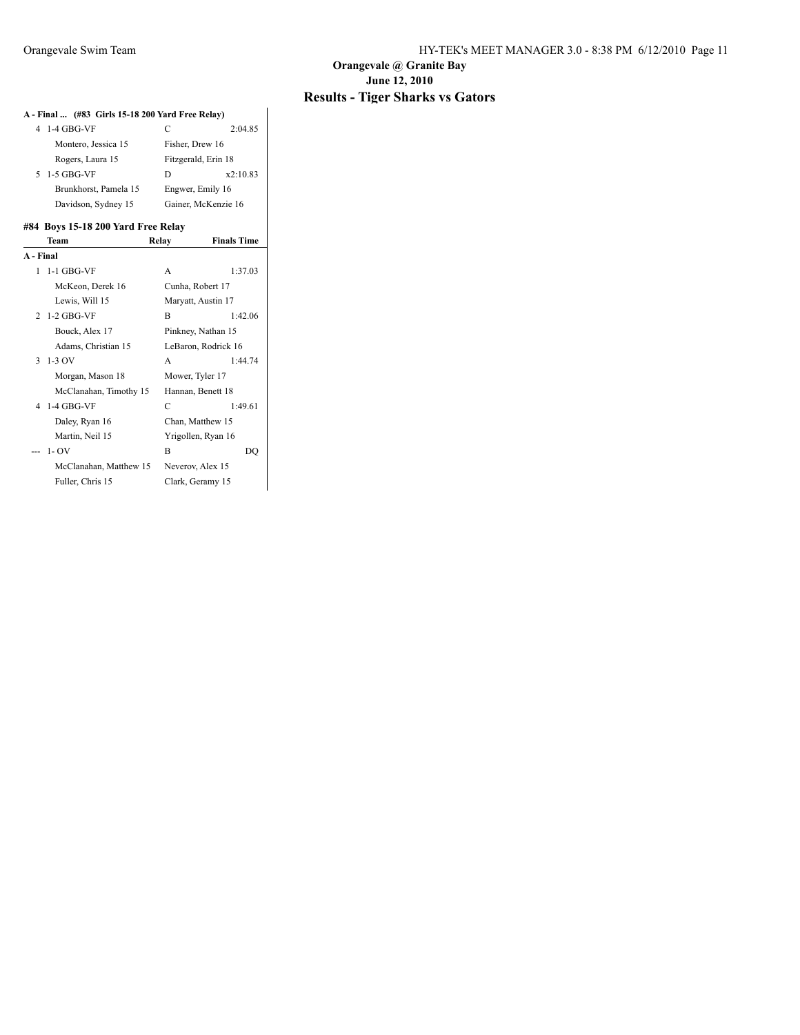**Orangevale @ Granite Bay**
**June 12, 2010**

## Results - Tiger Sharks vs Gators

**A - Final ... (#83 Girls 15-18 200 Yard Free Relay)**

| | Team | Relay | Finals Time |
|---|---|---|---|
| 4 | 1-4 GBG-VF | C | 2:04.85 |
| | Montero, Jessica 15 | Fisher, Drew 16 | |
| | Rogers, Laura 15 | Fitzgerald, Erin 18 | |
| 5 | 1-5 GBG-VF | D | x2:10.83 |
| | Brunkhorst, Pamela 15 | Engwer, Emily 16 | |
| | Davidson, Sydney 15 | Gainer, McKenzie 16 | |

### #84 Boys 15-18 200 Yard Free Relay

| | Team | Relay | Finals Time |
|---|---|---|---|
| **A - Final** | | | |
| 1 | 1-1 GBG-VF | A | 1:37.03 |
| | McKeon, Derek 16 | Cunha, Robert 17 | |
| | Lewis, Will 15 | Maryatt, Austin 17 | |
| 2 | 1-2 GBG-VF | B | 1:42.06 |
| | Bouck, Alex 17 | Pinkney, Nathan 15 | |
| | Adams, Christian 15 | LeBaron, Rodrick 16 | |
| 3 | 1-3 OV | A | 1:44.74 |
| | Morgan, Mason 18 | Mower, Tyler 17 | |
| | McClanahan, Timothy 15 | Hannan, Benett 18 | |
| 4 | 1-4 GBG-VF | C | 1:49.61 |
| | Daley, Ryan 16 | Chan, Matthew 15 | |
| | Martin, Neil 15 | Yrigollen, Ryan 16 | |
| --- | 1- OV | B | DQ |
| | McClanahan, Matthew 15 | Neverov, Alex 15 | |
| | Fuller, Chris 15 | Clark, Geramy 15 | |